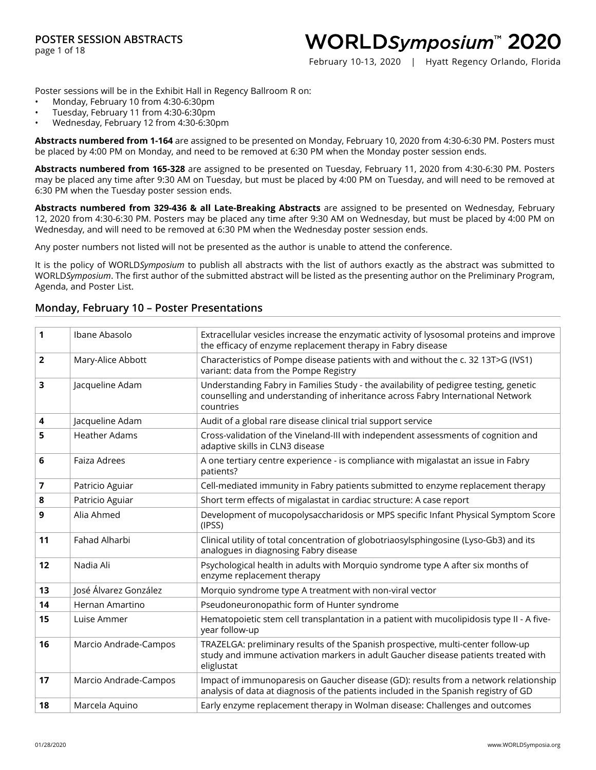# POSTER SESSION ABSTRACTS

# WORLD*Symposium*™ 2020

February 10-13, 2020 | Hyatt Regency Orlando, Florida

Poster sessions will be in the Exhibit Hall in Regency Ballroom R on:

- Monday, February 10 from 4:30-6:30pm
- Tuesday, February 11 from 4:30-6:30pm
- Wednesday, February 12 from 4:30-6:30pm

**Abstracts numbered from 1-164** are assigned to be presented on Monday, February 10, 2020 from 4:30-6:30 PM. Posters must be placed by 4:00 PM on Monday, and need to be removed at 6:30 PM when the Monday poster session ends.

**Abstracts numbered from 165-328** are assigned to be presented on Tuesday, February 11, 2020 from 4:30-6:30 PM. Posters may be placed any time after 9:30 AM on Tuesday, but must be placed by 4:00 PM on Tuesday, and will need to be removed at 6:30 PM when the Tuesday poster session ends.

**Abstracts numbered from 329-436 & all Late-Breaking Abstracts** are assigned to be presented on Wednesday, February 12, 2020 from 4:30-6:30 PM. Posters may be placed any time after 9:30 AM on Wednesday, but must be placed by 4:00 PM on Wednesday, and will need to be removed at 6:30 PM when the Wednesday poster session ends.

Any poster numbers not listed will not be presented as the author is unable to attend the conference.

It is the policy of WORLD*Symposium* to publish all abstracts with the list of authors exactly as the abstract was submitted to WORLD*Symposium*. The first author of the submitted abstract will be listed as the presenting author on the Preliminary Program, Agenda, and Poster List.

## Monday, February 10 – Poster Presentations

| | | |
|---|---|---|
| **1** | Ibane Abasolo | Extracellular vesicles increase the enzymatic activity of lysosomal proteins and improve the efficacy of enzyme replacement therapy in Fabry disease |
| **2** | Mary-Alice Abbott | Characteristics of Pompe disease patients with and without the c. 32 13T>G (IVS1) variant: data from the Pompe Registry |
| **3** | Jacqueline Adam | Understanding Fabry in Families Study - the availability of pedigree testing, genetic counselling and understanding of inheritance across Fabry International Network countries |
| **4** | Jacqueline Adam | Audit of a global rare disease clinical trial support service |
| **5** | Heather Adams | Cross-validation of the Vineland-III with independent assessments of cognition and adaptive skills in CLN3 disease |
| **6** | Faiza Adrees | A one tertiary centre experience - is compliance with migalastat an issue in Fabry patients? |
| **7** | Patricio Aguiar | Cell-mediated immunity in Fabry patients submitted to enzyme replacement therapy |
| **8** | Patricio Aguiar | Short term effects of migalastat in cardiac structure: A case report |
| **9** | Alia Ahmed | Development of mucopolysaccharidosis or MPS specific Infant Physical Symptom Score (IPSS) |
| **11** | Fahad Alharbi | Clinical utility of total concentration of globotriaosylsphingosine (Lyso-Gb3) and its analogues in diagnosing Fabry disease |
| **12** | Nadia Ali | Psychological health in adults with Morquio syndrome type A after six months of enzyme replacement therapy |
| **13** | José Álvarez González | Morquio syndrome type A treatment with non-viral vector |
| **14** | Hernan Amartino | Pseudoneuronopathic form of Hunter syndrome |
| **15** | Luise Ammer | Hematopoietic stem cell transplantation in a patient with mucolipidosis type II - A five-year follow-up |
| **16** | Marcio Andrade-Campos | TRAZELGA: preliminary results of the Spanish prospective, multi-center follow-up study and immune activation markers in adult Gaucher disease patients treated with eliglustat |
| **17** | Marcio Andrade-Campos | Impact of immunoparesis on Gaucher disease (GD): results from a network relationship analysis of data at diagnosis of the patients included in the Spanish registry of GD |
| **18** | Marcela Aquino | Early enzyme replacement therapy in Wolman disease: Challenges and outcomes |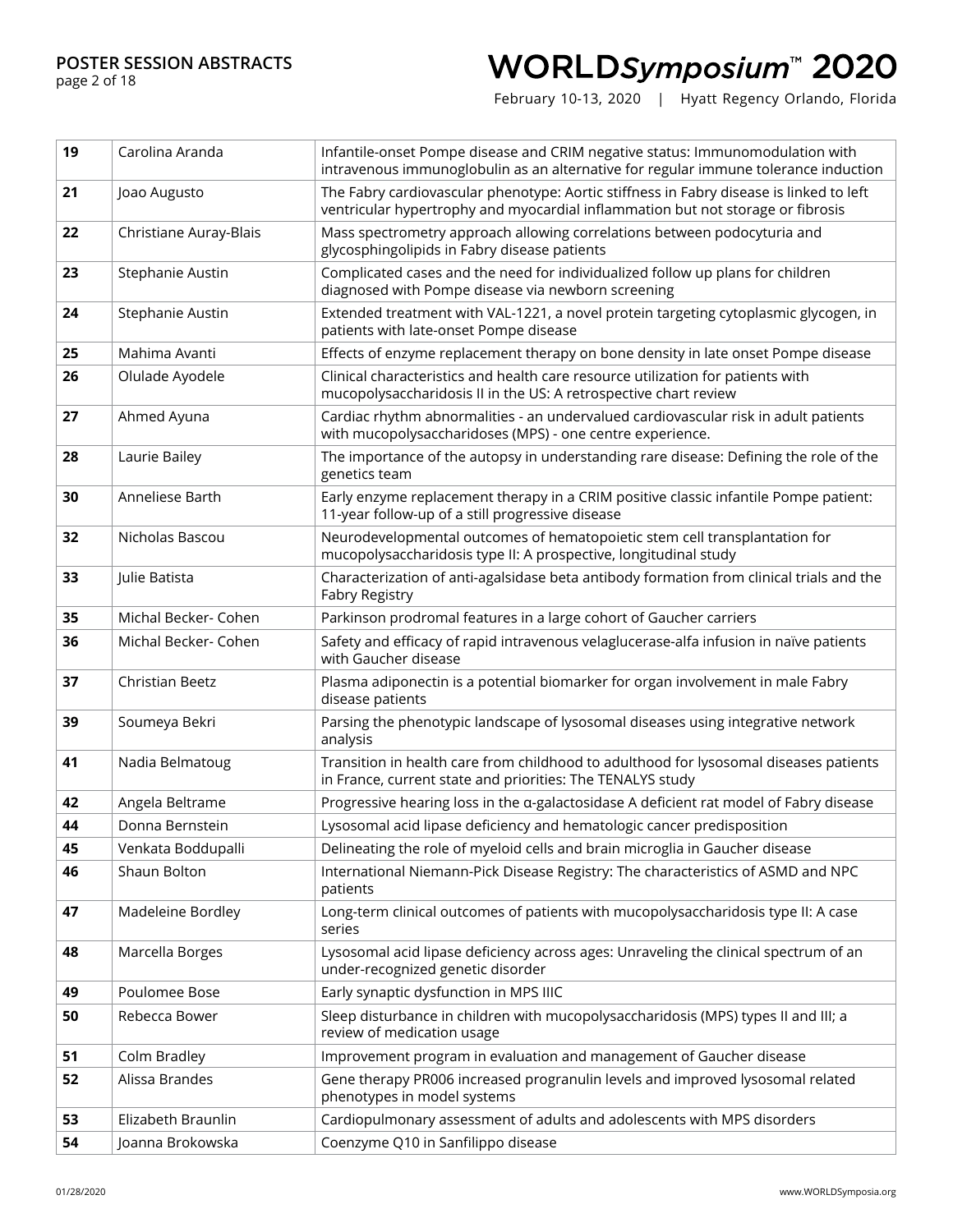| 19 | Carolina Aranda | Infantile-onset Pompe disease and CRIM negative status: Immunomodulation with intravenous immunoglobulin as an alternative for regular immune tolerance induction |
|---|---|---|
| 21 | Joao Augusto | The Fabry cardiovascular phenotype: Aortic stiffness in Fabry disease is linked to left ventricular hypertrophy and myocardial inflammation but not storage or fibrosis |
| 22 | Christiane Auray-Blais | Mass spectrometry approach allowing correlations between podocyturia and glycosphingolipids in Fabry disease patients |
| 23 | Stephanie Austin | Complicated cases and the need for individualized follow up plans for children diagnosed with Pompe disease via newborn screening |
| 24 | Stephanie Austin | Extended treatment with VAL-1221, a novel protein targeting cytoplasmic glycogen, in patients with late-onset Pompe disease |
| 25 | Mahima Avanti | Effects of enzyme replacement therapy on bone density in late onset Pompe disease |
| 26 | Olulade Ayodele | Clinical characteristics and health care resource utilization for patients with mucopolysaccharidosis II in the US: A retrospective chart review |
| 27 | Ahmed Ayuna | Cardiac rhythm abnormalities - an undervalued cardiovascular risk in adult patients with mucopolysaccharidoses (MPS) - one centre experience. |
| 28 | Laurie Bailey | The importance of the autopsy in understanding rare disease: Defining the role of the genetics team |
| 30 | Anneliese Barth | Early enzyme replacement therapy in a CRIM positive classic infantile Pompe patient: 11-year follow-up of a still progressive disease |
| 32 | Nicholas Bascou | Neurodevelopmental outcomes of hematopoietic stem cell transplantation for mucopolysaccharidosis type II: A prospective, longitudinal study |
| 33 | Julie Batista | Characterization of anti-agalsidase beta antibody formation from clinical trials and the Fabry Registry |
| 35 | Michal Becker- Cohen | Parkinson prodromal features in a large cohort of Gaucher carriers |
| 36 | Michal Becker- Cohen | Safety and efficacy of rapid intravenous velaglucerase-alfa infusion in naïve patients with Gaucher disease |
| 37 | Christian Beetz | Plasma adiponectin is a potential biomarker for organ involvement in male Fabry disease patients |
| 39 | Soumeya Bekri | Parsing the phenotypic landscape of lysosomal diseases using integrative network analysis |
| 41 | Nadia Belmatoug | Transition in health care from childhood to adulthood for lysosomal diseases patients in France, current state and priorities: The TENALYS study |
| 42 | Angela Beltrame | Progressive hearing loss in the α-galactosidase A deficient rat model of Fabry disease |
| 44 | Donna Bernstein | Lysosomal acid lipase deficiency and hematologic cancer predisposition |
| 45 | Venkata Boddupalli | Delineating the role of myeloid cells and brain microglia in Gaucher disease |
| 46 | Shaun Bolton | International Niemann-Pick Disease Registry: The characteristics of ASMD and NPC patients |
| 47 | Madeleine Bordley | Long-term clinical outcomes of patients with mucopolysaccharidosis type II: A case series |
| 48 | Marcella Borges | Lysosomal acid lipase deficiency across ages: Unraveling the clinical spectrum of an under-recognized genetic disorder |
| 49 | Poulomee Bose | Early synaptic dysfunction in MPS IIIC |
| 50 | Rebecca Bower | Sleep disturbance in children with mucopolysaccharidosis (MPS) types II and III; a review of medication usage |
| 51 | Colm Bradley | Improvement program in evaluation and management of Gaucher disease |
| 52 | Alissa Brandes | Gene therapy PR006 increased progranulin levels and improved lysosomal related phenotypes in model systems |
| 53 | Elizabeth Braunlin | Cardiopulmonary assessment of adults and adolescents with MPS disorders |
| 54 | Joanna Brokowska | Coenzyme Q10 in Sanfilippo disease |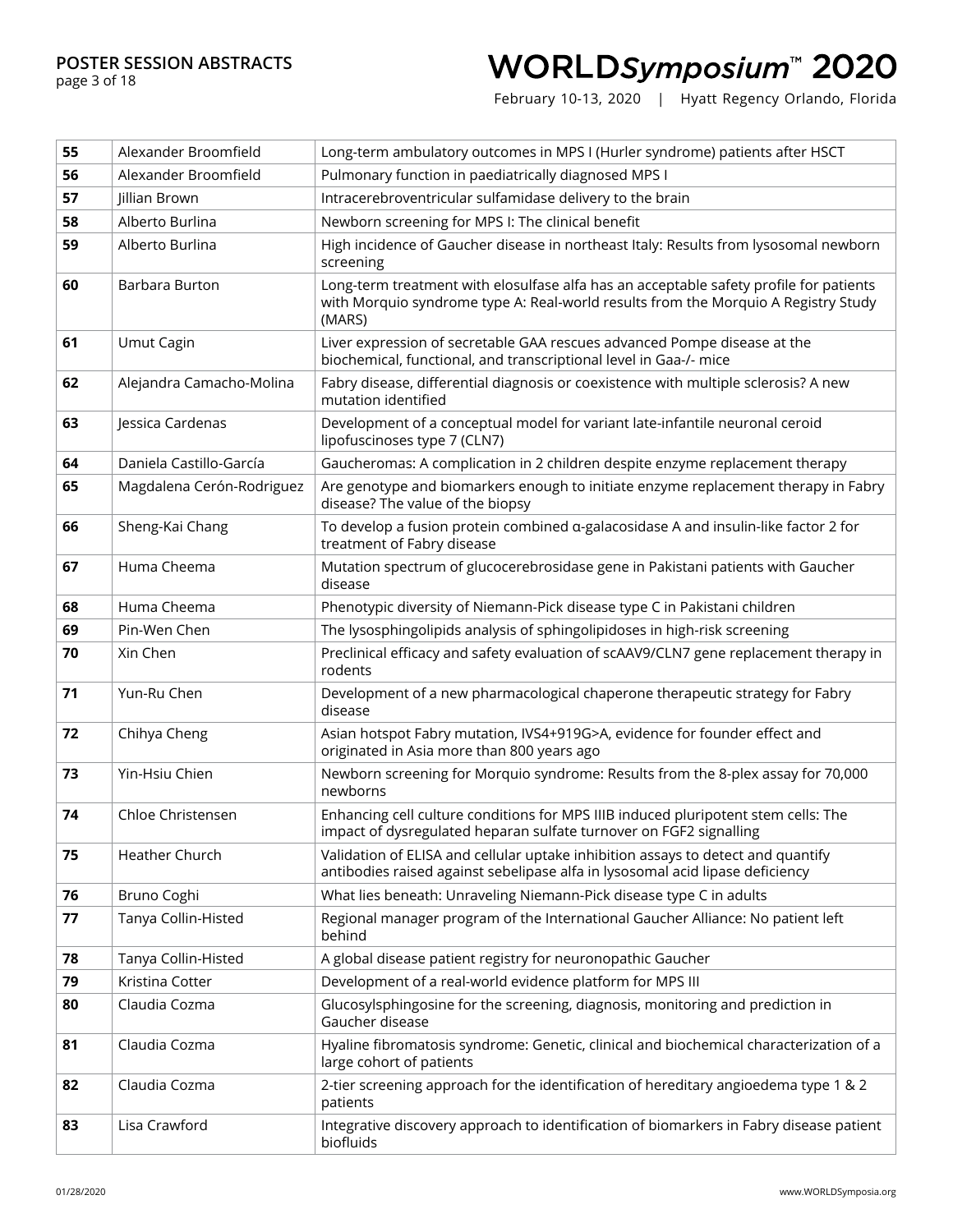| 55 | Alexander Broomfield | Long-term ambulatory outcomes in MPS I (Hurler syndrome) patients after HSCT |
|---|---|---|
| 56 | Alexander Broomfield | Pulmonary function in paediatrically diagnosed MPS I |
| 57 | Jillian Brown | Intracerebroventricular sulfamidase delivery to the brain |
| 58 | Alberto Burlina | Newborn screening for MPS I: The clinical benefit |
| 59 | Alberto Burlina | High incidence of Gaucher disease in northeast Italy: Results from lysosomal newborn screening |
| 60 | Barbara Burton | Long-term treatment with elosulfase alfa has an acceptable safety profile for patients with Morquio syndrome type A: Real-world results from the Morquio A Registry Study (MARS) |
| 61 | Umut Cagin | Liver expression of secretable GAA rescues advanced Pompe disease at the biochemical, functional, and transcriptional level in Gaa-/- mice |
| 62 | Alejandra Camacho-Molina | Fabry disease, differential diagnosis or coexistence with multiple sclerosis? A new mutation identified |
| 63 | Jessica Cardenas | Development of a conceptual model for variant late-infantile neuronal ceroid lipofuscinoses type 7 (CLN7) |
| 64 | Daniela Castillo-García | Gaucheromas: A complication in 2 children despite enzyme replacement therapy |
| 65 | Magdalena Cerón-Rodriguez | Are genotype and biomarkers enough to initiate enzyme replacement therapy in Fabry disease? The value of the biopsy |
| 66 | Sheng-Kai Chang | To develop a fusion protein combined α-galacosidase A and insulin-like factor 2 for treatment of Fabry disease |
| 67 | Huma Cheema | Mutation spectrum of glucocerebrosidase gene in Pakistani patients with Gaucher disease |
| 68 | Huma Cheema | Phenotypic diversity of Niemann-Pick disease type C in Pakistani children |
| 69 | Pin-Wen Chen | The lysosphingolipids analysis of sphingolipidoses in high-risk screening |
| 70 | Xin Chen | Preclinical efficacy and safety evaluation of scAAV9/CLN7 gene replacement therapy in rodents |
| 71 | Yun-Ru Chen | Development of a new pharmacological chaperone therapeutic strategy for Fabry disease |
| 72 | Chihya Cheng | Asian hotspot Fabry mutation, IVS4+919G>A, evidence for founder effect and originated in Asia more than 800 years ago |
| 73 | Yin-Hsiu Chien | Newborn screening for Morquio syndrome: Results from the 8-plex assay for 70,000 newborns |
| 74 | Chloe Christensen | Enhancing cell culture conditions for MPS IIIB induced pluripotent stem cells: The impact of dysregulated heparan sulfate turnover on FGF2 signalling |
| 75 | Heather Church | Validation of ELISA and cellular uptake inhibition assays to detect and quantify antibodies raised against sebelipase alfa in lysosomal acid lipase deficiency |
| 76 | Bruno Coghi | What lies beneath: Unraveling Niemann-Pick disease type C in adults |
| 77 | Tanya Collin-Histed | Regional manager program of the International Gaucher Alliance: No patient left behind |
| 78 | Tanya Collin-Histed | A global disease patient registry for neuronopathic Gaucher |
| 79 | Kristina Cotter | Development of a real-world evidence platform for MPS III |
| 80 | Claudia Cozma | Glucosylsphingosine for the screening, diagnosis, monitoring and prediction in Gaucher disease |
| 81 | Claudia Cozma | Hyaline fibromatosis syndrome: Genetic, clinical and biochemical characterization of a large cohort of patients |
| 82 | Claudia Cozma | 2-tier screening approach for the identification of hereditary angioedema type 1 & 2 patients |
| 83 | Lisa Crawford | Integrative discovery approach to identification of biomarkers in Fabry disease patient biofluids |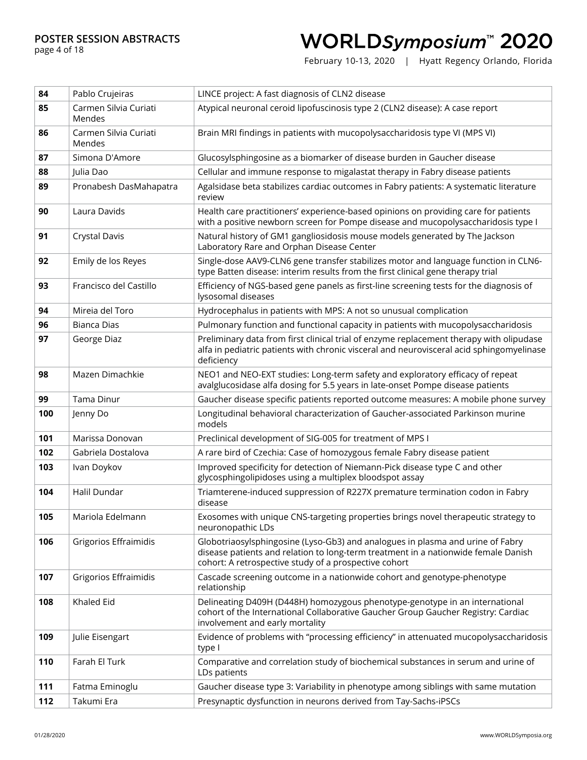| 84 | Pablo Crujeiras | LINCE project: A fast diagnosis of CLN2 disease |
|---|---|---|
| 85 | Carmen Silvia Curiati Mendes | Atypical neuronal ceroid lipofuscinosis type 2 (CLN2 disease): A case report |
| 86 | Carmen Silvia Curiati Mendes | Brain MRI findings in patients with mucopolysaccharidosis type VI (MPS VI) |
| 87 | Simona D'Amore | Glucosylsphingosine as a biomarker of disease burden in Gaucher disease |
| 88 | Julia Dao | Cellular and immune response to migalastat therapy in Fabry disease patients |
| 89 | Pronabesh DasMahapatra | Agalsidase beta stabilizes cardiac outcomes in Fabry patients: A systematic literature review |
| 90 | Laura Davids | Health care practitioners' experience-based opinions on providing care for patients with a positive newborn screen for Pompe disease and mucopolysaccharidosis type I |
| 91 | Crystal Davis | Natural history of GM1 gangliosidosis mouse models generated by The Jackson Laboratory Rare and Orphan Disease Center |
| 92 | Emily de los Reyes | Single-dose AAV9-CLN6 gene transfer stabilizes motor and language function in CLN6-type Batten disease: interim results from the first clinical gene therapy trial |
| 93 | Francisco del Castillo | Efficiency of NGS-based gene panels as first-line screening tests for the diagnosis of lysosomal diseases |
| 94 | Mireia del Toro | Hydrocephalus in patients with MPS: A not so unusual complication |
| 96 | Bianca Dias | Pulmonary function and functional capacity in patients with mucopolysaccharidosis |
| 97 | George Diaz | Preliminary data from first clinical trial of enzyme replacement therapy with olipudase alfa in pediatric patients with chronic visceral and neurovisceral acid sphingomyelinase deficiency |
| 98 | Mazen Dimachkie | NEO1 and NEO-EXT studies: Long-term safety and exploratory efficacy of repeat avalglucosidase alfa dosing for 5.5 years in late-onset Pompe disease patients |
| 99 | Tama Dinur | Gaucher disease specific patients reported outcome measures: A mobile phone survey |
| 100 | Jenny Do | Longitudinal behavioral characterization of Gaucher-associated Parkinson murine models |
| 101 | Marissa Donovan | Preclinical development of SIG-005 for treatment of MPS I |
| 102 | Gabriela Dostalova | A rare bird of Czechia: Case of homozygous female Fabry disease patient |
| 103 | Ivan Doykov | Improved specificity for detection of Niemann-Pick disease type C and other glycosphingolipidoses using a multiplex bloodspot assay |
| 104 | Halil Dundar | Triamterene-induced suppression of R227X premature termination codon in Fabry disease |
| 105 | Mariola Edelmann | Exosomes with unique CNS-targeting properties brings novel therapeutic strategy to neuronopathic LDs |
| 106 | Grigorios Effraimidis | Globotriaosylsphingosine (Lyso-Gb3) and analogues in plasma and urine of Fabry disease patients and relation to long-term treatment in a nationwide female Danish cohort: A retrospective study of a prospective cohort |
| 107 | Grigorios Effraimidis | Cascade screening outcome in a nationwide cohort and genotype-phenotype relationship |
| 108 | Khaled Eid | Delineating D409H (D448H) homozygous phenotype-genotype in an international cohort of the International Collaborative Gaucher Group Gaucher Registry: Cardiac involvement and early mortality |
| 109 | Julie Eisengart | Evidence of problems with "processing efficiency" in attenuated mucopolysaccharidosis type I |
| 110 | Farah El Turk | Comparative and correlation study of biochemical substances in serum and urine of LDs patients |
| 111 | Fatma Eminoglu | Gaucher disease type 3: Variability in phenotype among siblings with same mutation |
| 112 | Takumi Era | Presynaptic dysfunction in neurons derived from Tay-Sachs-iPSCs |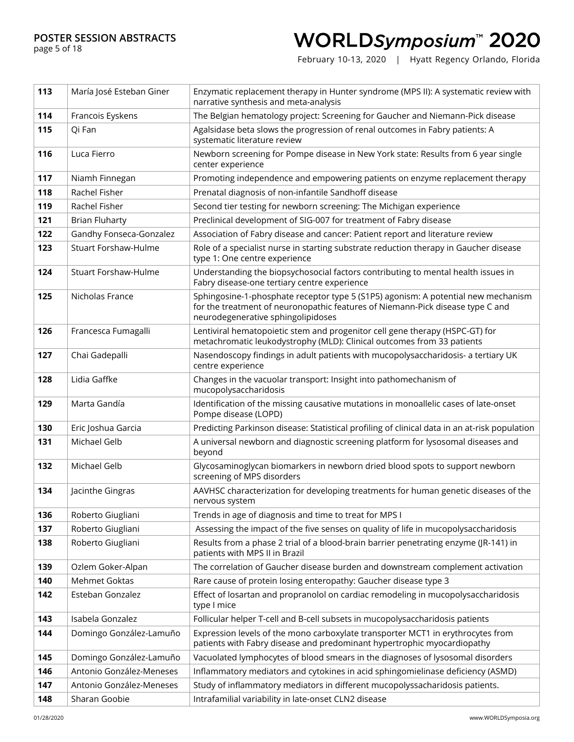| 113 | María José Esteban Giner | Enzymatic replacement therapy in Hunter syndrome (MPS II): A systematic review with narrative synthesis and meta-analysis |
|---|---|---|
| 114 | Francois Eyskens | The Belgian hematology project: Screening for Gaucher and Niemann-Pick disease |
| 115 | Qi Fan | Agalsidase beta slows the progression of renal outcomes in Fabry patients: A systematic literature review |
| 116 | Luca Fierro | Newborn screening for Pompe disease in New York state: Results from 6 year single center experience |
| 117 | Niamh Finnegan | Promoting independence and empowering patients on enzyme replacement therapy |
| 118 | Rachel Fisher | Prenatal diagnosis of non-infantile Sandhoff disease |
| 119 | Rachel Fisher | Second tier testing for newborn screening: The Michigan experience |
| 121 | Brian Fluharty | Preclinical development of SIG-007 for treatment of Fabry disease |
| 122 | Gandhy Fonseca-Gonzalez | Association of Fabry disease and cancer: Patient report and literature review |
| 123 | Stuart Forshaw-Hulme | Role of a specialist nurse in starting substrate reduction therapy in Gaucher disease type 1: One centre experience |
| 124 | Stuart Forshaw-Hulme | Understanding the biopsychosocial factors contributing to mental health issues in Fabry disease-one tertiary centre experience |
| 125 | Nicholas France | Sphingosine-1-phosphate receptor type 5 (S1P5) agonism: A potential new mechanism for the treatment of neuronopathic features of Niemann-Pick disease type C and neurodegenerative sphingolipidoses |
| 126 | Francesca Fumagalli | Lentiviral hematopoietic stem and progenitor cell gene therapy (HSPC-GT) for metachromatic leukodystrophy (MLD): Clinical outcomes from 33 patients |
| 127 | Chai Gadepalli | Nasendoscopy findings in adult patients with mucopolysaccharidosis- a tertiary UK centre experience |
| 128 | Lidia Gaffke | Changes in the vacuolar transport: Insight into pathomechanism of mucopolysaccharidosis |
| 129 | Marta Gandía | Identification of the missing causative mutations in monoallelic cases of late-onset Pompe disease (LOPD) |
| 130 | Eric Joshua Garcia | Predicting Parkinson disease: Statistical profiling of clinical data in an at-risk population |
| 131 | Michael Gelb | A universal newborn and diagnostic screening platform for lysosomal diseases and beyond |
| 132 | Michael Gelb | Glycosaminoglycan biomarkers in newborn dried blood spots to support newborn screening of MPS disorders |
| 134 | Jacinthe Gingras | AAVHSC characterization for developing treatments for human genetic diseases of the nervous system |
| 136 | Roberto Giugliani | Trends in age of diagnosis and time to treat for MPS I |
| 137 | Roberto Giugliani | Assessing the impact of the five senses on quality of life in mucopolysaccharidosis |
| 138 | Roberto Giugliani | Results from a phase 2 trial of a blood-brain barrier penetrating enzyme (JR-141) in patients with MPS II in Brazil |
| 139 | Ozlem Goker-Alpan | The correlation of Gaucher disease burden and downstream complement activation |
| 140 | Mehmet Goktas | Rare cause of protein losing enteropathy: Gaucher disease type 3 |
| 142 | Esteban Gonzalez | Effect of losartan and propranolol on cardiac remodeling in mucopolysaccharidosis type I mice |
| 143 | Isabela Gonzalez | Follicular helper T-cell and B-cell subsets in mucopolysaccharidosis patients |
| 144 | Domingo González-Lamuño | Expression levels of the mono carboxylate transporter MCT1 in erythrocytes from patients with Fabry disease and predominant hypertrophic myocardiopathy |
| 145 | Domingo González-Lamuño | Vacuolated lymphocytes of blood smears in the diagnoses of lysosomal disorders |
| 146 | Antonio González-Meneses | Inflammatory mediators and cytokines in acid sphingomielinase deficiency (ASMD) |
| 147 | Antonio González-Meneses | Study of inflammatory mediators in different mucopolyssacharidosis patients. |
| 148 | Sharan Goobie | Intrafamilial variability in late-onset CLN2 disease |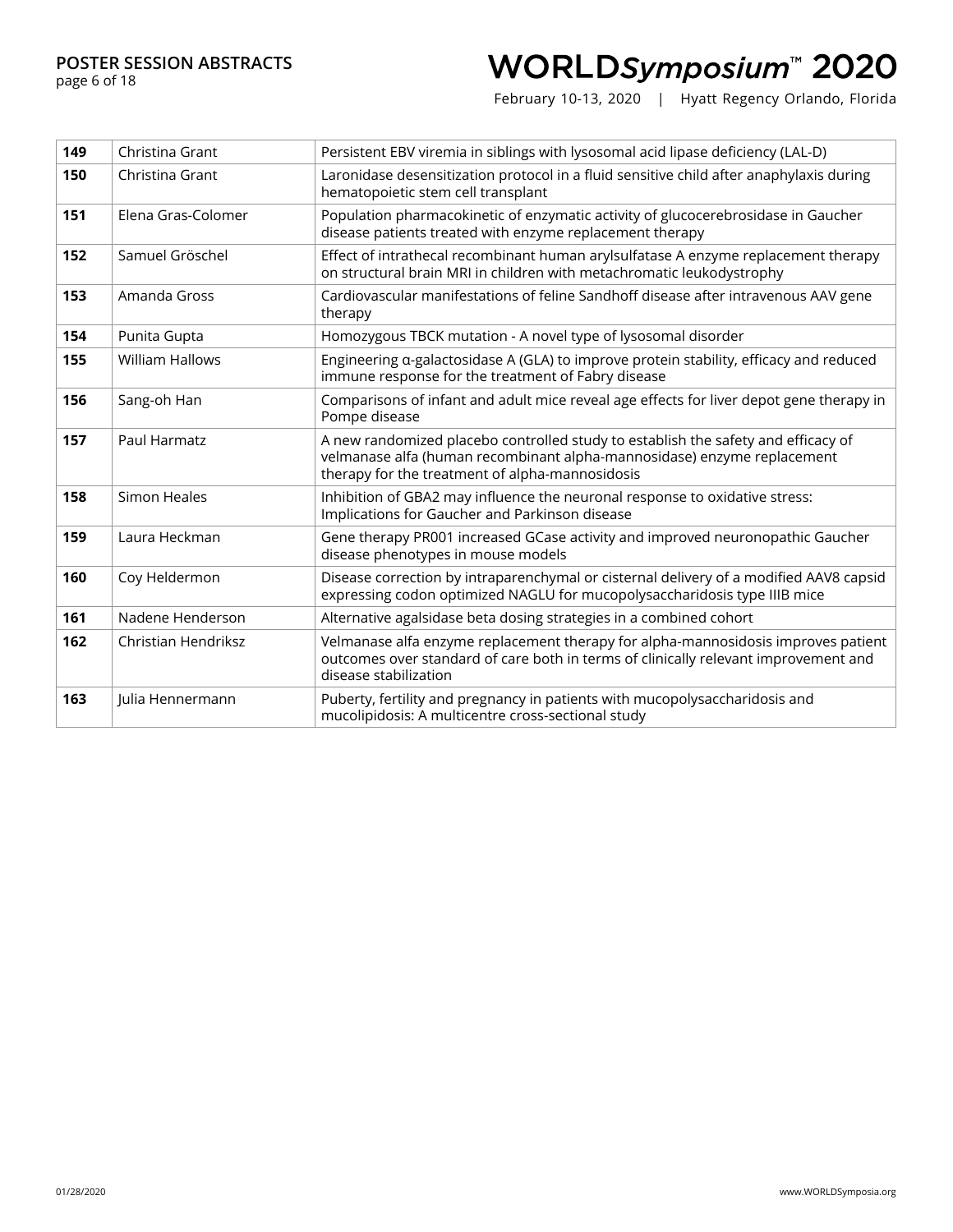| 149 | Christina Grant | Persistent EBV viremia in siblings with lysosomal acid lipase deficiency (LAL-D) |
|---|---|---|
| 150 | Christina Grant | Laronidase desensitization protocol in a fluid sensitive child after anaphylaxis during hematopoietic stem cell transplant |
| 151 | Elena Gras-Colomer | Population pharmacokinetic of enzymatic activity of glucocerebrosidase in Gaucher disease patients treated with enzyme replacement therapy |
| 152 | Samuel Gröschel | Effect of intrathecal recombinant human arylsulfatase A enzyme replacement therapy on structural brain MRI in children with metachromatic leukodystrophy |
| 153 | Amanda Gross | Cardiovascular manifestations of feline Sandhoff disease after intravenous AAV gene therapy |
| 154 | Punita Gupta | Homozygous TBCK mutation - A novel type of lysosomal disorder |
| 155 | William Hallows | Engineering α-galactosidase A (GLA) to improve protein stability, efficacy and reduced immune response for the treatment of Fabry disease |
| 156 | Sang-oh Han | Comparisons of infant and adult mice reveal age effects for liver depot gene therapy in Pompe disease |
| 157 | Paul Harmatz | A new randomized placebo controlled study to establish the safety and efficacy of velmanase alfa (human recombinant alpha-mannosidase) enzyme replacement therapy for the treatment of alpha-mannosidosis |
| 158 | Simon Heales | Inhibition of GBA2 may influence the neuronal response to oxidative stress: Implications for Gaucher and Parkinson disease |
| 159 | Laura Heckman | Gene therapy PR001 increased GCase activity and improved neuronopathic Gaucher disease phenotypes in mouse models |
| 160 | Coy Heldermon | Disease correction by intraparenchymal or cisternal delivery of a modified AAV8 capsid expressing codon optimized NAGLU for mucopolysaccharidosis type IIIB mice |
| 161 | Nadene Henderson | Alternative agalsidase beta dosing strategies in a combined cohort |
| 162 | Christian Hendriksz | Velmanase alfa enzyme replacement therapy for alpha-mannosidosis improves patient outcomes over standard of care both in terms of clinically relevant improvement and disease stabilization |
| 163 | Julia Hennermann | Puberty, fertility and pregnancy in patients with mucopolysaccharidosis and mucolipidosis: A multicentre cross-sectional study |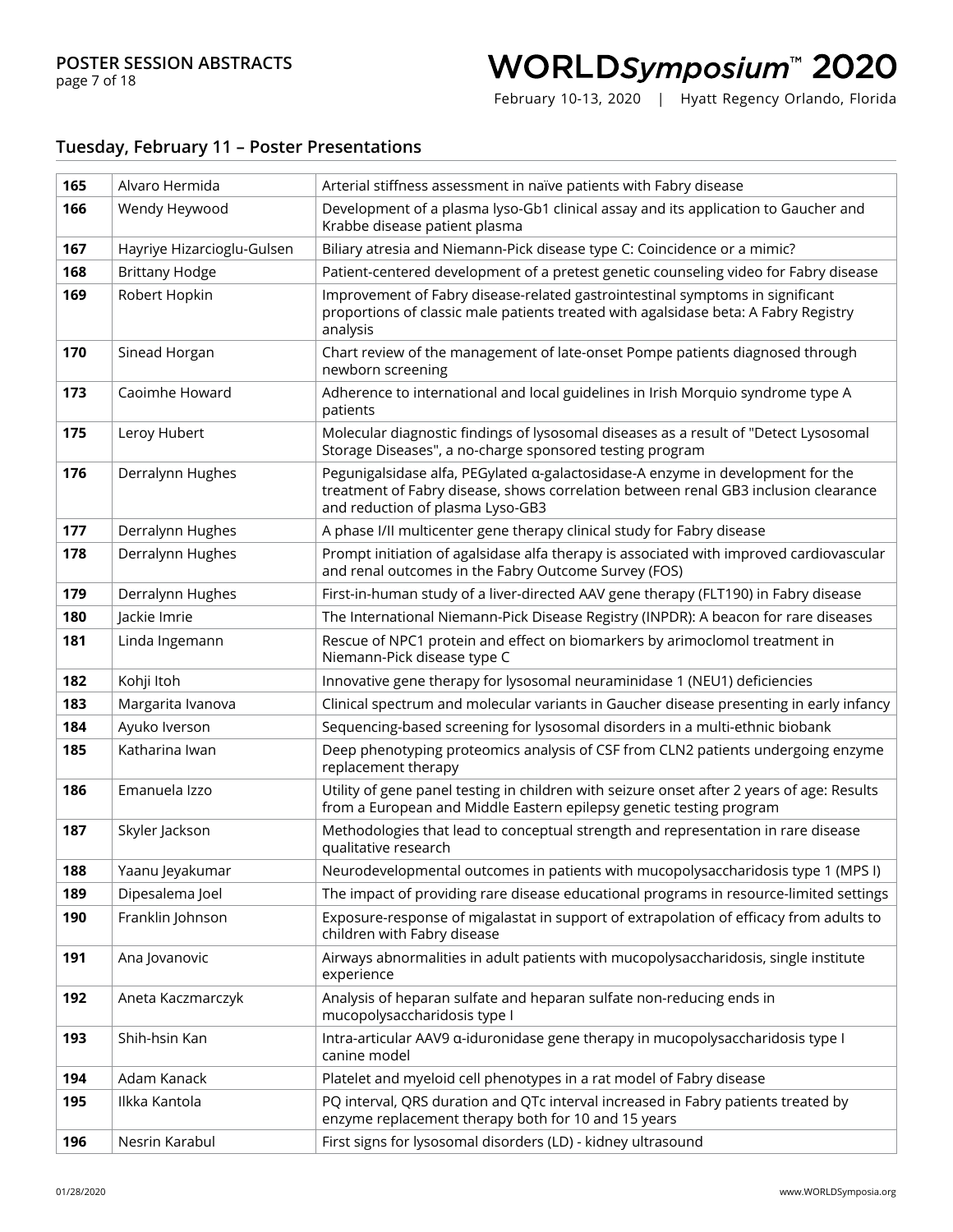## Tuesday, February 11 – Poster Presentations

| | | |
|---|---|---|
| **165** | Alvaro Hermida | Arterial stiffness assessment in naïve patients with Fabry disease |
| **166** | Wendy Heywood | Development of a plasma lyso-Gb1 clinical assay and its application to Gaucher and Krabbe disease patient plasma |
| **167** | Hayriye Hizarcioglu-Gulsen | Biliary atresia and Niemann-Pick disease type C: Coincidence or a mimic? |
| **168** | Brittany Hodge | Patient-centered development of a pretest genetic counseling video for Fabry disease |
| **169** | Robert Hopkin | Improvement of Fabry disease-related gastrointestinal symptoms in significant proportions of classic male patients treated with agalsidase beta: A Fabry Registry analysis |
| **170** | Sinead Horgan | Chart review of the management of late-onset Pompe patients diagnosed through newborn screening |
| **173** | Caoimhe Howard | Adherence to international and local guidelines in Irish Morquio syndrome type A patients |
| **175** | Leroy Hubert | Molecular diagnostic findings of lysosomal diseases as a result of "Detect Lysosomal Storage Diseases", a no-charge sponsored testing program |
| **176** | Derralynn Hughes | Pegunigalsidase alfa, PEGylated α-galactosidase-A enzyme in development for the treatment of Fabry disease, shows correlation between renal GB3 inclusion clearance and reduction of plasma Lyso-GB3 |
| **177** | Derralynn Hughes | A phase I/II multicenter gene therapy clinical study for Fabry disease |
| **178** | Derralynn Hughes | Prompt initiation of agalsidase alfa therapy is associated with improved cardiovascular and renal outcomes in the Fabry Outcome Survey (FOS) |
| **179** | Derralynn Hughes | First-in-human study of a liver-directed AAV gene therapy (FLT190) in Fabry disease |
| **180** | Jackie Imrie | The International Niemann-Pick Disease Registry (INPDR): A beacon for rare diseases |
| **181** | Linda Ingemann | Rescue of NPC1 protein and effect on biomarkers by arimoclomol treatment in Niemann-Pick disease type C |
| **182** | Kohji Itoh | Innovative gene therapy for lysosomal neuraminidase 1 (NEU1) deficiencies |
| **183** | Margarita Ivanova | Clinical spectrum and molecular variants in Gaucher disease presenting in early infancy |
| **184** | Ayuko Iverson | Sequencing-based screening for lysosomal disorders in a multi-ethnic biobank |
| **185** | Katharina Iwan | Deep phenotyping proteomics analysis of CSF from CLN2 patients undergoing enzyme replacement therapy |
| **186** | Emanuela Izzo | Utility of gene panel testing in children with seizure onset after 2 years of age: Results from a European and Middle Eastern epilepsy genetic testing program |
| **187** | Skyler Jackson | Methodologies that lead to conceptual strength and representation in rare disease qualitative research |
| **188** | Yaanu Jeyakumar | Neurodevelopmental outcomes in patients with mucopolysaccharidosis type 1 (MPS I) |
| **189** | Dipesalema Joel | The impact of providing rare disease educational programs in resource-limited settings |
| **190** | Franklin Johnson | Exposure-response of migalastat in support of extrapolation of efficacy from adults to children with Fabry disease |
| **191** | Ana Jovanovic | Airways abnormalities in adult patients with mucopolysaccharidosis, single institute experience |
| **192** | Aneta Kaczmarczyk | Analysis of heparan sulfate and heparan sulfate non-reducing ends in mucopolysaccharidosis type I |
| **193** | Shih-hsin Kan | Intra-articular AAV9 α-iduronidase gene therapy in mucopolysaccharidosis type I canine model |
| **194** | Adam Kanack | Platelet and myeloid cell phenotypes in a rat model of Fabry disease |
| **195** | Ilkka Kantola | PQ interval, QRS duration and QTc interval increased in Fabry patients treated by enzyme replacement therapy both for 10 and 15 years |
| **196** | Nesrin Karabul | First signs for lysosomal disorders (LD) - kidney ultrasound |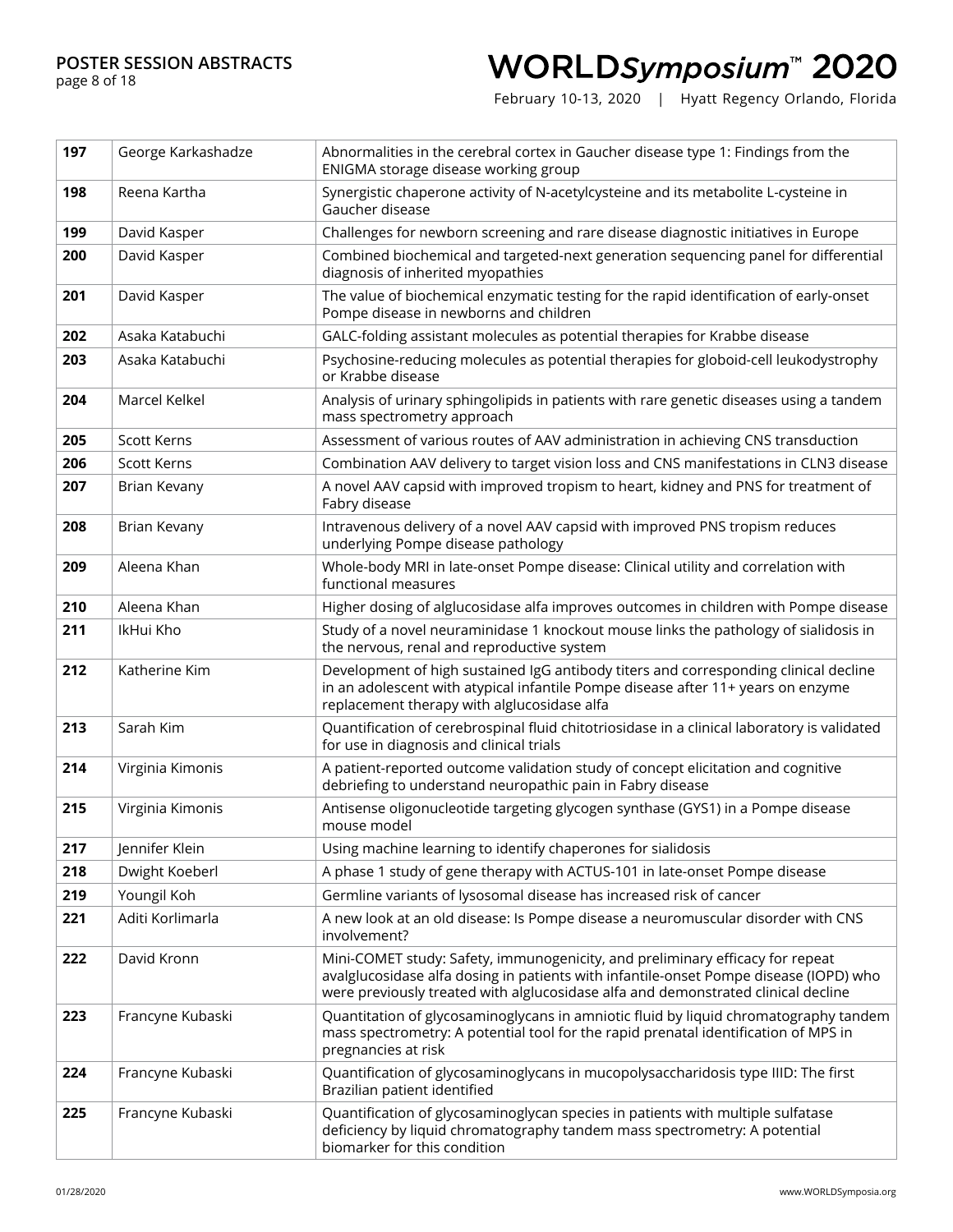| | | |
|---|---|---|
| **197** | George Karkashadze | Abnormalities in the cerebral cortex in Gaucher disease type 1: Findings from the ENIGMA storage disease working group |
| **198** | Reena Kartha | Synergistic chaperone activity of N-acetylcysteine and its metabolite L-cysteine in Gaucher disease |
| **199** | David Kasper | Challenges for newborn screening and rare disease diagnostic initiatives in Europe |
| **200** | David Kasper | Combined biochemical and targeted-next generation sequencing panel for differential diagnosis of inherited myopathies |
| **201** | David Kasper | The value of biochemical enzymatic testing for the rapid identification of early-onset Pompe disease in newborns and children |
| **202** | Asaka Katabuchi | GALC-folding assistant molecules as potential therapies for Krabbe disease |
| **203** | Asaka Katabuchi | Psychosine-reducing molecules as potential therapies for globoid-cell leukodystrophy or Krabbe disease |
| **204** | Marcel Kelkel | Analysis of urinary sphingolipids in patients with rare genetic diseases using a tandem mass spectrometry approach |
| **205** | Scott Kerns | Assessment of various routes of AAV administration in achieving CNS transduction |
| **206** | Scott Kerns | Combination AAV delivery to target vision loss and CNS manifestations in CLN3 disease |
| **207** | Brian Kevany | A novel AAV capsid with improved tropism to heart, kidney and PNS for treatment of Fabry disease |
| **208** | Brian Kevany | Intravenous delivery of a novel AAV capsid with improved PNS tropism reduces underlying Pompe disease pathology |
| **209** | Aleena Khan | Whole-body MRI in late-onset Pompe disease: Clinical utility and correlation with functional measures |
| **210** | Aleena Khan | Higher dosing of alglucosidase alfa improves outcomes in children with Pompe disease |
| **211** | IkHui Kho | Study of a novel neuraminidase 1 knockout mouse links the pathology of sialidosis in the nervous, renal and reproductive system |
| **212** | Katherine Kim | Development of high sustained IgG antibody titers and corresponding clinical decline in an adolescent with atypical infantile Pompe disease after 11+ years on enzyme replacement therapy with alglucosidase alfa |
| **213** | Sarah Kim | Quantification of cerebrospinal fluid chitotriosidase in a clinical laboratory is validated for use in diagnosis and clinical trials |
| **214** | Virginia Kimonis | A patient-reported outcome validation study of concept elicitation and cognitive debriefing to understand neuropathic pain in Fabry disease |
| **215** | Virginia Kimonis | Antisense oligonucleotide targeting glycogen synthase (GYS1) in a Pompe disease mouse model |
| **217** | Jennifer Klein | Using machine learning to identify chaperones for sialidosis |
| **218** | Dwight Koeberl | A phase 1 study of gene therapy with ACTUS-101 in late-onset Pompe disease |
| **219** | Youngil Koh | Germline variants of lysosomal disease has increased risk of cancer |
| **221** | Aditi Korlimarla | A new look at an old disease: Is Pompe disease a neuromuscular disorder with CNS involvement? |
| **222** | David Kronn | Mini-COMET study: Safety, immunogenicity, and preliminary efficacy for repeat avalglucosidase alfa dosing in patients with infantile-onset Pompe disease (IOPD) who were previously treated with alglucosidase alfa and demonstrated clinical decline |
| **223** | Francyne Kubaski | Quantitation of glycosaminoglycans in amniotic fluid by liquid chromatography tandem mass spectrometry: A potential tool for the rapid prenatal identification of MPS in pregnancies at risk |
| **224** | Francyne Kubaski | Quantification of glycosaminoglycans in mucopolysaccharidosis type IIID: The first Brazilian patient identified |
| **225** | Francyne Kubaski | Quantification of glycosaminoglycan species in patients with multiple sulfatase deficiency by liquid chromatography tandem mass spectrometry: A potential biomarker for this condition |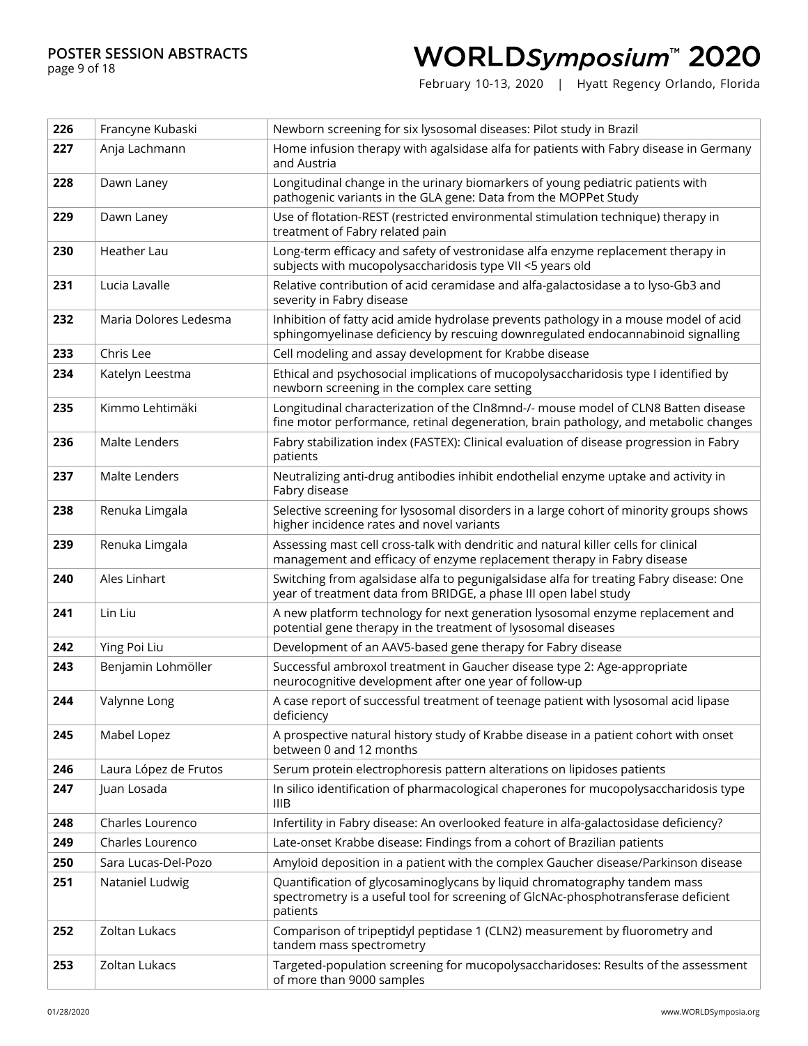| 226 | Francyne Kubaski | Newborn screening for six lysosomal diseases: Pilot study in Brazil |
|---|---|---|
| 227 | Anja Lachmann | Home infusion therapy with agalsidase alfa for patients with Fabry disease in Germany and Austria |
| 228 | Dawn Laney | Longitudinal change in the urinary biomarkers of young pediatric patients with pathogenic variants in the GLA gene: Data from the MOPPet Study |
| 229 | Dawn Laney | Use of flotation-REST (restricted environmental stimulation technique) therapy in treatment of Fabry related pain |
| 230 | Heather Lau | Long-term efficacy and safety of vestronidase alfa enzyme replacement therapy in subjects with mucopolysaccharidosis type VII <5 years old |
| 231 | Lucia Lavalle | Relative contribution of acid ceramidase and alfa-galactosidase a to lyso-Gb3 and severity in Fabry disease |
| 232 | Maria Dolores Ledesma | Inhibition of fatty acid amide hydrolase prevents pathology in a mouse model of acid sphingomyelinase deficiency by rescuing downregulated endocannabinoid signalling |
| 233 | Chris Lee | Cell modeling and assay development for Krabbe disease |
| 234 | Katelyn Leestma | Ethical and psychosocial implications of mucopolysaccharidosis type I identified by newborn screening in the complex care setting |
| 235 | Kimmo Lehtimäki | Longitudinal characterization of the Cln8mnd-/- mouse model of CLN8 Batten disease fine motor performance, retinal degeneration, brain pathology, and metabolic changes |
| 236 | Malte Lenders | Fabry stabilization index (FASTEX): Clinical evaluation of disease progression in Fabry patients |
| 237 | Malte Lenders | Neutralizing anti-drug antibodies inhibit endothelial enzyme uptake and activity in Fabry disease |
| 238 | Renuka Limgala | Selective screening for lysosomal disorders in a large cohort of minority groups shows higher incidence rates and novel variants |
| 239 | Renuka Limgala | Assessing mast cell cross-talk with dendritic and natural killer cells for clinical management and efficacy of enzyme replacement therapy in Fabry disease |
| 240 | Ales Linhart | Switching from agalsidase alfa to pegunigalsidase alfa for treating Fabry disease: One year of treatment data from BRIDGE, a phase III open label study |
| 241 | Lin Liu | A new platform technology for next generation lysosomal enzyme replacement and potential gene therapy in the treatment of lysosomal diseases |
| 242 | Ying Poi Liu | Development of an AAV5-based gene therapy for Fabry disease |
| 243 | Benjamin Lohmöller | Successful ambroxol treatment in Gaucher disease type 2: Age-appropriate neurocognitive development after one year of follow-up |
| 244 | Valynne Long | A case report of successful treatment of teenage patient with lysosomal acid lipase deficiency |
| 245 | Mabel Lopez | A prospective natural history study of Krabbe disease in a patient cohort with onset between 0 and 12 months |
| 246 | Laura López de Frutos | Serum protein electrophoresis pattern alterations on lipidoses patients |
| 247 | Juan Losada | In silico identification of pharmacological chaperones for mucopolysaccharidosis type IIIB |
| 248 | Charles Lourenco | Infertility in Fabry disease: An overlooked feature in alfa-galactosidase deficiency? |
| 249 | Charles Lourenco | Late-onset Krabbe disease: Findings from a cohort of Brazilian patients |
| 250 | Sara Lucas-Del-Pozo | Amyloid deposition in a patient with the complex Gaucher disease/Parkinson disease |
| 251 | Nataniel Ludwig | Quantification of glycosaminoglycans by liquid chromatography tandem mass spectrometry is a useful tool for screening of GlcNAc-phosphotransferase deficient patients |
| 252 | Zoltan Lukacs | Comparison of tripeptidyl peptidase 1 (CLN2) measurement by fluorometry and tandem mass spectrometry |
| 253 | Zoltan Lukacs | Targeted-population screening for mucopolysaccharidoses: Results of the assessment of more than 9000 samples |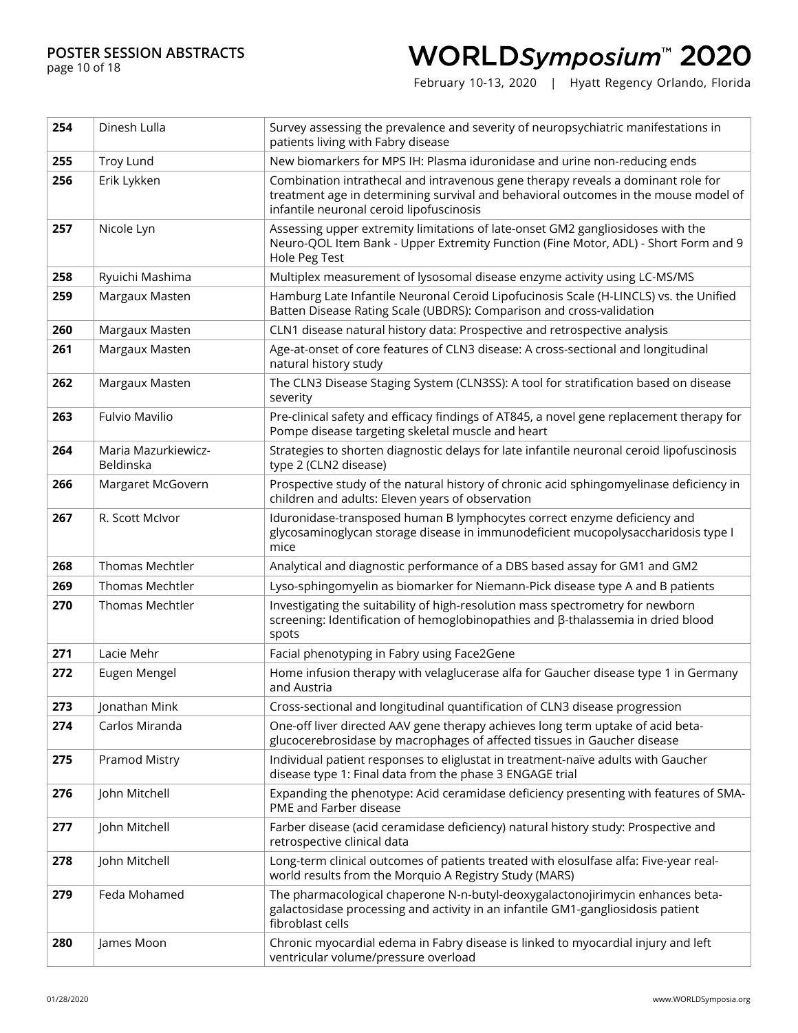| 254 | Dinesh Lulla | Survey assessing the prevalence and severity of neuropsychiatric manifestations in patients living with Fabry disease |
|---|---|---|
| 255 | Troy Lund | New biomarkers for MPS IH: Plasma iduronidase and urine non-reducing ends |
| 256 | Erik Lykken | Combination intrathecal and intravenous gene therapy reveals a dominant role for treatment age in determining survival and behavioral outcomes in the mouse model of infantile neuronal ceroid lipofuscinosis |
| 257 | Nicole Lyn | Assessing upper extremity limitations of late-onset GM2 gangliosidoses with the Neuro-QOL Item Bank - Upper Extremity Function (Fine Motor, ADL) - Short Form and 9 Hole Peg Test |
| 258 | Ryuichi Mashima | Multiplex measurement of lysosomal disease enzyme activity using LC-MS/MS |
| 259 | Margaux Masten | Hamburg Late Infantile Neuronal Ceroid Lipofuscinosis Scale (H-LINCLS) vs. the Unified Batten Disease Rating Scale (UBDRS): Comparison and cross-validation |
| 260 | Margaux Masten | CLN1 disease natural history data: Prospective and retrospective analysis |
| 261 | Margaux Masten | Age-at-onset of core features of CLN3 disease: A cross-sectional and longitudinal natural history study |
| 262 | Margaux Masten | The CLN3 Disease Staging System (CLN3SS): A tool for stratification based on disease severity |
| 263 | Fulvio Mavilio | Pre-clinical safety and efficacy findings of AT845, a novel gene replacement therapy for Pompe disease targeting skeletal muscle and heart |
| 264 | Maria Mazurkiewicz-Beldinska | Strategies to shorten diagnostic delays for late infantile neuronal ceroid lipofuscinosis type 2 (CLN2 disease) |
| 266 | Margaret McGovern | Prospective study of the natural history of chronic acid sphingomyelinase deficiency in children and adults: Eleven years of observation |
| 267 | R. Scott McIvor | Iduronidase-transposed human B lymphocytes correct enzyme deficiency and glycosaminoglycan storage disease in immunodeficient mucopolysaccharidosis type I mice |
| 268 | Thomas Mechtler | Analytical and diagnostic performance of a DBS based assay for GM1 and GM2 |
| 269 | Thomas Mechtler | Lyso-sphingomyelin as biomarker for Niemann-Pick disease type A and B patients |
| 270 | Thomas Mechtler | Investigating the suitability of high-resolution mass spectrometry for newborn screening: Identification of hemoglobinopathies and β-thalassemia in dried blood spots |
| 271 | Lacie Mehr | Facial phenotyping in Fabry using Face2Gene |
| 272 | Eugen Mengel | Home infusion therapy with velaglucerase alfa for Gaucher disease type 1 in Germany and Austria |
| 273 | Jonathan Mink | Cross-sectional and longitudinal quantification of CLN3 disease progression |
| 274 | Carlos Miranda | One-off liver directed AAV gene therapy achieves long term uptake of acid beta-glucocerebrosidase by macrophages of affected tissues in Gaucher disease |
| 275 | Pramod Mistry | Individual patient responses to eliglustat in treatment-naïve adults with Gaucher disease type 1: Final data from the phase 3 ENGAGE trial |
| 276 | John Mitchell | Expanding the phenotype: Acid ceramidase deficiency presenting with features of SMA-PME and Farber disease |
| 277 | John Mitchell | Farber disease (acid ceramidase deficiency) natural history study: Prospective and retrospective clinical data |
| 278 | John Mitchell | Long-term clinical outcomes of patients treated with elosulfase alfa: Five-year real-world results from the Morquio A Registry Study (MARS) |
| 279 | Feda Mohamed | The pharmacological chaperone N-n-butyl-deoxygalactonojirimycin enhances beta-galactosidase processing and activity in an infantile GM1-gangliosidosis patient fibroblast cells |
| 280 | James Moon | Chronic myocardial edema in Fabry disease is linked to myocardial injury and left ventricular volume/pressure overload |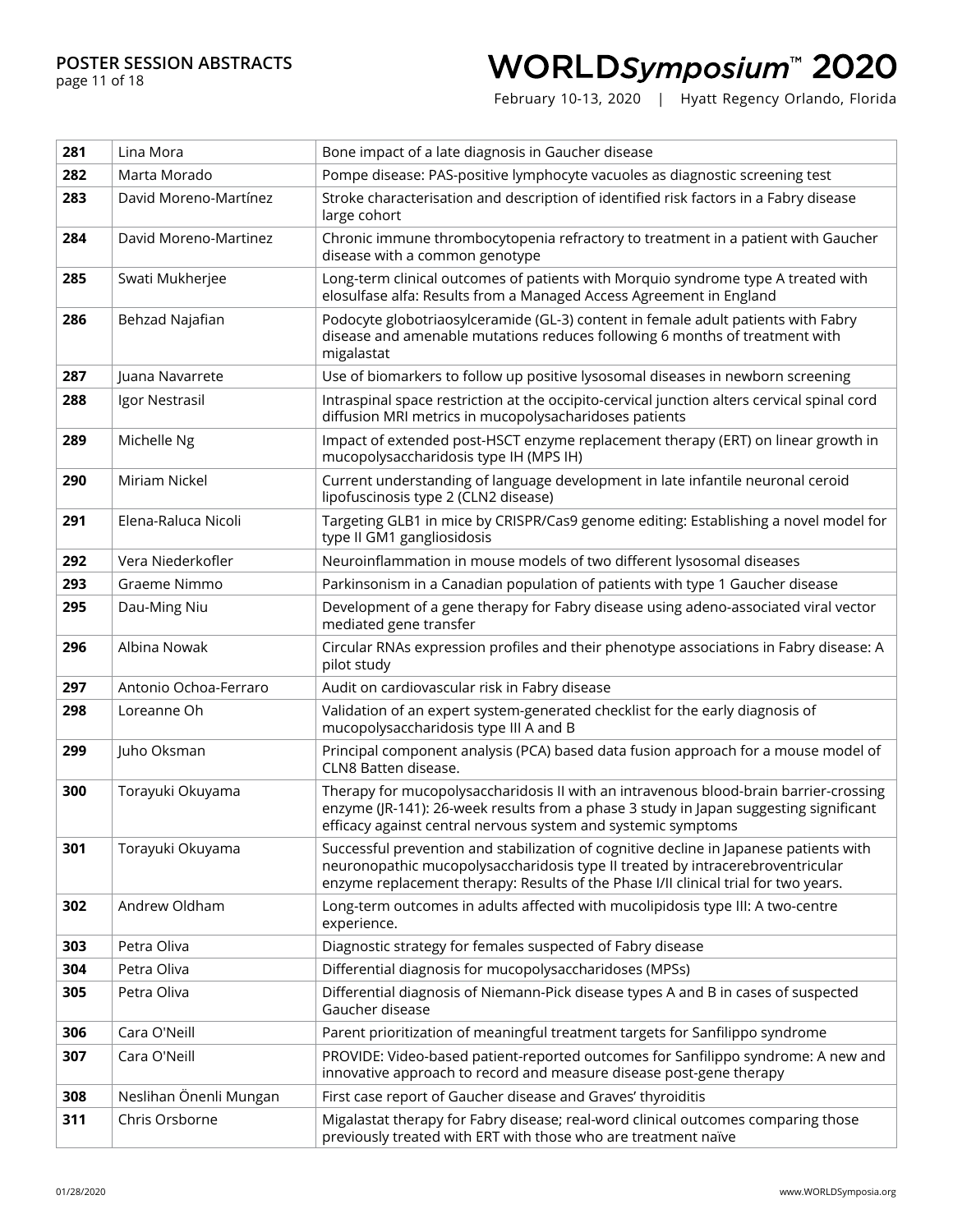| 281 | Lina Mora | Bone impact of a late diagnosis in Gaucher disease |
|---|---|---|
| 282 | Marta Morado | Pompe disease: PAS-positive lymphocyte vacuoles as diagnostic screening test |
| 283 | David Moreno-Martínez | Stroke characterisation and description of identified risk factors in a Fabry disease large cohort |
| 284 | David Moreno-Martinez | Chronic immune thrombocytopenia refractory to treatment in a patient with Gaucher disease with a common genotype |
| 285 | Swati Mukherjee | Long-term clinical outcomes of patients with Morquio syndrome type A treated with elosulfase alfa: Results from a Managed Access Agreement in England |
| 286 | Behzad Najafian | Podocyte globotriaosylceramide (GL-3) content in female adult patients with Fabry disease and amenable mutations reduces following 6 months of treatment with migalastat |
| 287 | Juana Navarrete | Use of biomarkers to follow up positive lysosomal diseases in newborn screening |
| 288 | Igor Nestrasil | Intraspinal space restriction at the occipito-cervical junction alters cervical spinal cord diffusion MRI metrics in mucopolysacharidoses patients |
| 289 | Michelle Ng | Impact of extended post-HSCT enzyme replacement therapy (ERT) on linear growth in mucopolysaccharidosis type IH (MPS IH) |
| 290 | Miriam Nickel | Current understanding of language development in late infantile neuronal ceroid lipofuscinosis type 2 (CLN2 disease) |
| 291 | Elena-Raluca Nicoli | Targeting GLB1 in mice by CRISPR/Cas9 genome editing: Establishing a novel model for type II GM1 gangliosidosis |
| 292 | Vera Niederkofler | Neuroinflammation in mouse models of two different lysosomal diseases |
| 293 | Graeme Nimmo | Parkinsonism in a Canadian population of patients with type 1 Gaucher disease |
| 295 | Dau-Ming Niu | Development of a gene therapy for Fabry disease using adeno-associated viral vector mediated gene transfer |
| 296 | Albina Nowak | Circular RNAs expression profiles and their phenotype associations in Fabry disease: A pilot study |
| 297 | Antonio Ochoa-Ferraro | Audit on cardiovascular risk in Fabry disease |
| 298 | Loreanne Oh | Validation of an expert system-generated checklist for the early diagnosis of mucopolysaccharidosis type III A and B |
| 299 | Juho Oksman | Principal component analysis (PCA) based data fusion approach for a mouse model of CLN8 Batten disease. |
| 300 | Torayuki Okuyama | Therapy for mucopolysaccharidosis II with an intravenous blood-brain barrier-crossing enzyme (JR-141): 26-week results from a phase 3 study in Japan suggesting significant efficacy against central nervous system and systemic symptoms |
| 301 | Torayuki Okuyama | Successful prevention and stabilization of cognitive decline in Japanese patients with neuronopathic mucopolysaccharidosis type II treated by intracerebroventricular enzyme replacement therapy: Results of the Phase I/II clinical trial for two years. |
| 302 | Andrew Oldham | Long-term outcomes in adults affected with mucolipidosis type III: A two-centre experience. |
| 303 | Petra Oliva | Diagnostic strategy for females suspected of Fabry disease |
| 304 | Petra Oliva | Differential diagnosis for mucopolysaccharidoses (MPSs) |
| 305 | Petra Oliva | Differential diagnosis of Niemann-Pick disease types A and B in cases of suspected Gaucher disease |
| 306 | Cara O'Neill | Parent prioritization of meaningful treatment targets for Sanfilippo syndrome |
| 307 | Cara O'Neill | PROVIDE: Video-based patient-reported outcomes for Sanfilippo syndrome: A new and innovative approach to record and measure disease post-gene therapy |
| 308 | Neslihan Önenli Mungan | First case report of Gaucher disease and Graves' thyroiditis |
| 311 | Chris Orsborne | Migalastat therapy for Fabry disease; real-word clinical outcomes comparing those previously treated with ERT with those who are treatment naïve |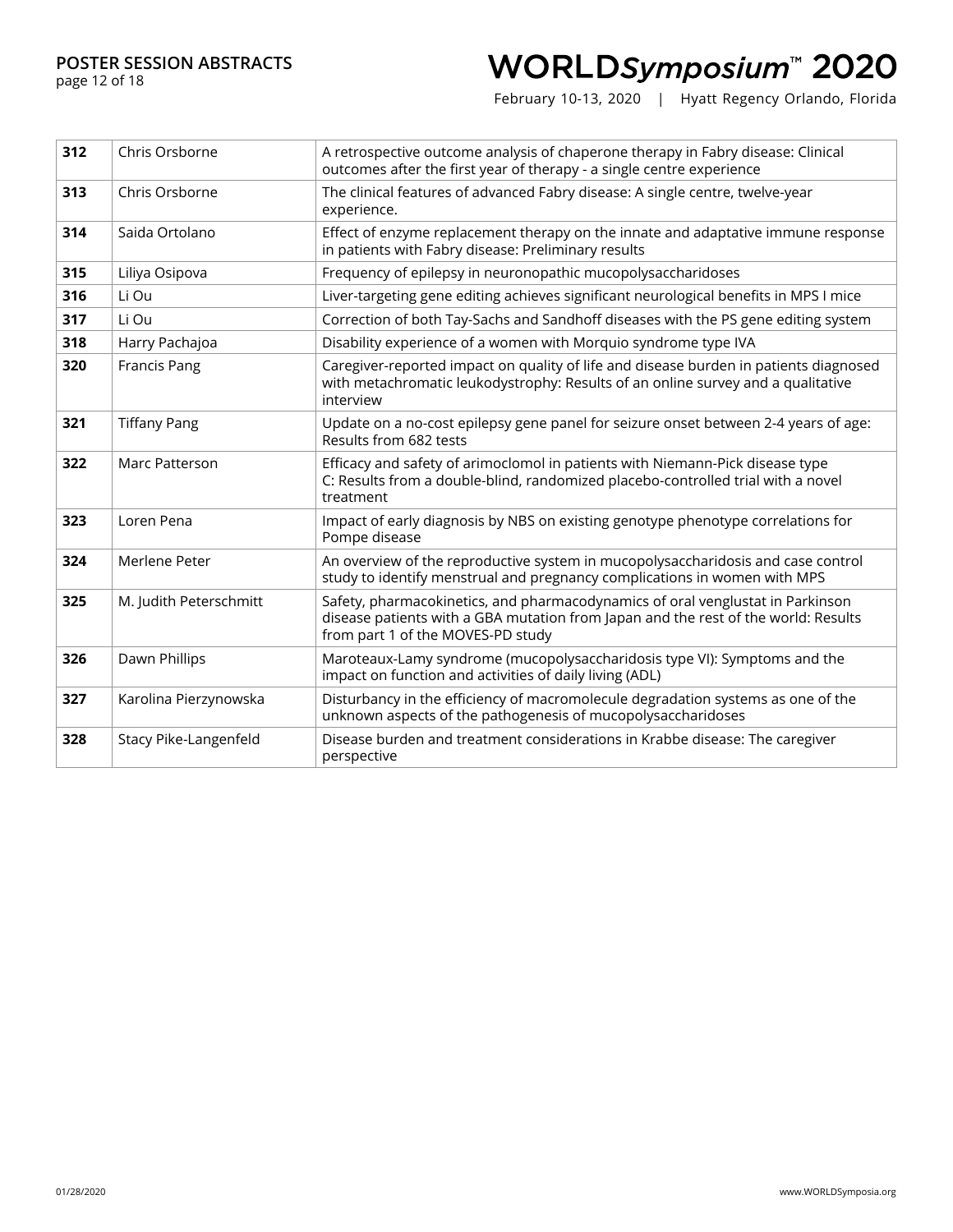| 312 | Chris Orsborne | A retrospective outcome analysis of chaperone therapy in Fabry disease: Clinical outcomes after the first year of therapy - a single centre experience |
|---|---|---|
| 313 | Chris Orsborne | The clinical features of advanced Fabry disease: A single centre, twelve-year experience. |
| 314 | Saida Ortolano | Effect of enzyme replacement therapy on the innate and adaptative immune response in patients with Fabry disease: Preliminary results |
| 315 | Liliya Osipova | Frequency of epilepsy in neuronopathic mucopolysaccharidoses |
| 316 | Li Ou | Liver-targeting gene editing achieves significant neurological benefits in MPS I mice |
| 317 | Li Ou | Correction of both Tay-Sachs and Sandhoff diseases with the PS gene editing system |
| 318 | Harry Pachajoa | Disability experience of a women with Morquio syndrome type IVA |
| 320 | Francis Pang | Caregiver-reported impact on quality of life and disease burden in patients diagnosed with metachromatic leukodystrophy: Results of an online survey and a qualitative interview |
| 321 | Tiffany Pang | Update on a no-cost epilepsy gene panel for seizure onset between 2-4 years of age: Results from 682 tests |
| 322 | Marc Patterson | Efficacy and safety of arimoclomol in patients with Niemann-Pick disease type C: Results from a double-blind, randomized placebo-controlled trial with a novel treatment |
| 323 | Loren Pena | Impact of early diagnosis by NBS on existing genotype phenotype correlations for Pompe disease |
| 324 | Merlene Peter | An overview of the reproductive system in mucopolysaccharidosis and case control study to identify menstrual and pregnancy complications in women with MPS |
| 325 | M. Judith Peterschmitt | Safety, pharmacokinetics, and pharmacodynamics of oral venglustat in Parkinson disease patients with a GBA mutation from Japan and the rest of the world: Results from part 1 of the MOVES-PD study |
| 326 | Dawn Phillips | Maroteaux-Lamy syndrome (mucopolysaccharidosis type VI): Symptoms and the impact on function and activities of daily living (ADL) |
| 327 | Karolina Pierzynowska | Disturbancy in the efficiency of macromolecule degradation systems as one of the unknown aspects of the pathogenesis of mucopolysaccharidoses |
| 328 | Stacy Pike-Langenfeld | Disease burden and treatment considerations in Krabbe disease: The caregiver perspective |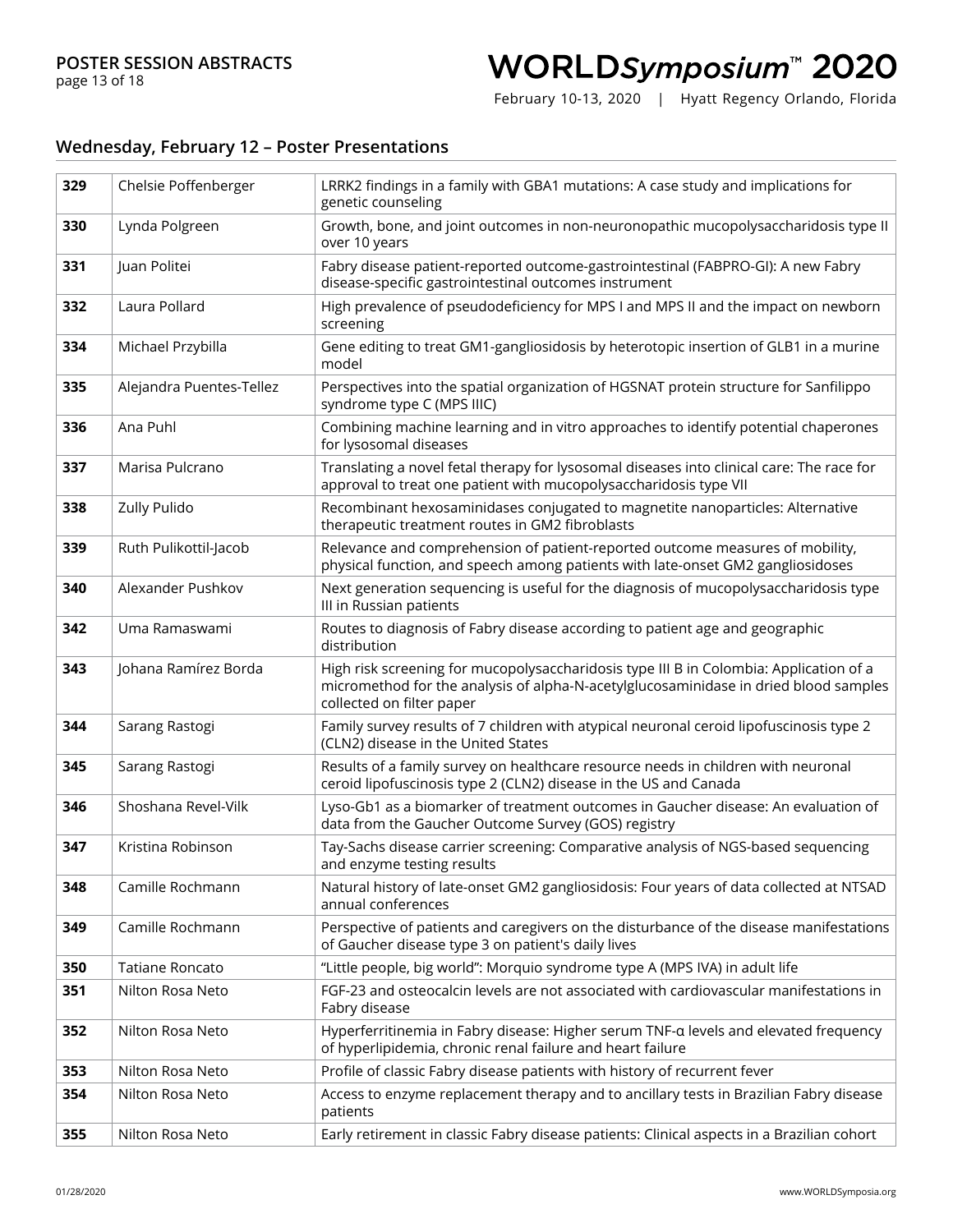## Wednesday, February 12 – Poster Presentations

| | | |
|---|---|---|
| **329** | Chelsie Poffenberger | LRRK2 findings in a family with GBA1 mutations: A case study and implications for genetic counseling |
| **330** | Lynda Polgreen | Growth, bone, and joint outcomes in non-neuronopathic mucopolysaccharidosis type II over 10 years |
| **331** | Juan Politei | Fabry disease patient-reported outcome-gastrointestinal (FABPRO-GI): A new Fabry disease-specific gastrointestinal outcomes instrument |
| **332** | Laura Pollard | High prevalence of pseudodeficiency for MPS I and MPS II and the impact on newborn screening |
| **334** | Michael Przybilla | Gene editing to treat GM1-gangliosidosis by heterotopic insertion of GLB1 in a murine model |
| **335** | Alejandra Puentes-Tellez | Perspectives into the spatial organization of HGSNAT protein structure for Sanfilippo syndrome type C (MPS IIIC) |
| **336** | Ana Puhl | Combining machine learning and in vitro approaches to identify potential chaperones for lysosomal diseases |
| **337** | Marisa Pulcrano | Translating a novel fetal therapy for lysosomal diseases into clinical care: The race for approval to treat one patient with mucopolysaccharidosis type VII |
| **338** | Zully Pulido | Recombinant hexosaminidases conjugated to magnetite nanoparticles: Alternative therapeutic treatment routes in GM2 fibroblasts |
| **339** | Ruth Pulikottil-Jacob | Relevance and comprehension of patient-reported outcome measures of mobility, physical function, and speech among patients with late-onset GM2 gangliosidoses |
| **340** | Alexander Pushkov | Next generation sequencing is useful for the diagnosis of mucopolysaccharidosis type III in Russian patients |
| **342** | Uma Ramaswami | Routes to diagnosis of Fabry disease according to patient age and geographic distribution |
| **343** | Johana Ramírez Borda | High risk screening for mucopolysaccharidosis type III B in Colombia: Application of a micromethod for the analysis of alpha-N-acetylglucosaminidase in dried blood samples collected on filter paper |
| **344** | Sarang Rastogi | Family survey results of 7 children with atypical neuronal ceroid lipofuscinosis type 2 (CLN2) disease in the United States |
| **345** | Sarang Rastogi | Results of a family survey on healthcare resource needs in children with neuronal ceroid lipofuscinosis type 2 (CLN2) disease in the US and Canada |
| **346** | Shoshana Revel-Vilk | Lyso-Gb1 as a biomarker of treatment outcomes in Gaucher disease: An evaluation of data from the Gaucher Outcome Survey (GOS) registry |
| **347** | Kristina Robinson | Tay-Sachs disease carrier screening: Comparative analysis of NGS-based sequencing and enzyme testing results |
| **348** | Camille Rochmann | Natural history of late-onset GM2 gangliosidosis: Four years of data collected at NTSAD annual conferences |
| **349** | Camille Rochmann | Perspective of patients and caregivers on the disturbance of the disease manifestations of Gaucher disease type 3 on patient's daily lives |
| **350** | Tatiane Roncato | "Little people, big world": Morquio syndrome type A (MPS IVA) in adult life |
| **351** | Nilton Rosa Neto | FGF-23 and osteocalcin levels are not associated with cardiovascular manifestations in Fabry disease |
| **352** | Nilton Rosa Neto | Hyperferritinemia in Fabry disease: Higher serum TNF-α levels and elevated frequency of hyperlipidemia, chronic renal failure and heart failure |
| **353** | Nilton Rosa Neto | Profile of classic Fabry disease patients with history of recurrent fever |
| **354** | Nilton Rosa Neto | Access to enzyme replacement therapy and to ancillary tests in Brazilian Fabry disease patients |
| **355** | Nilton Rosa Neto | Early retirement in classic Fabry disease patients: Clinical aspects in a Brazilian cohort |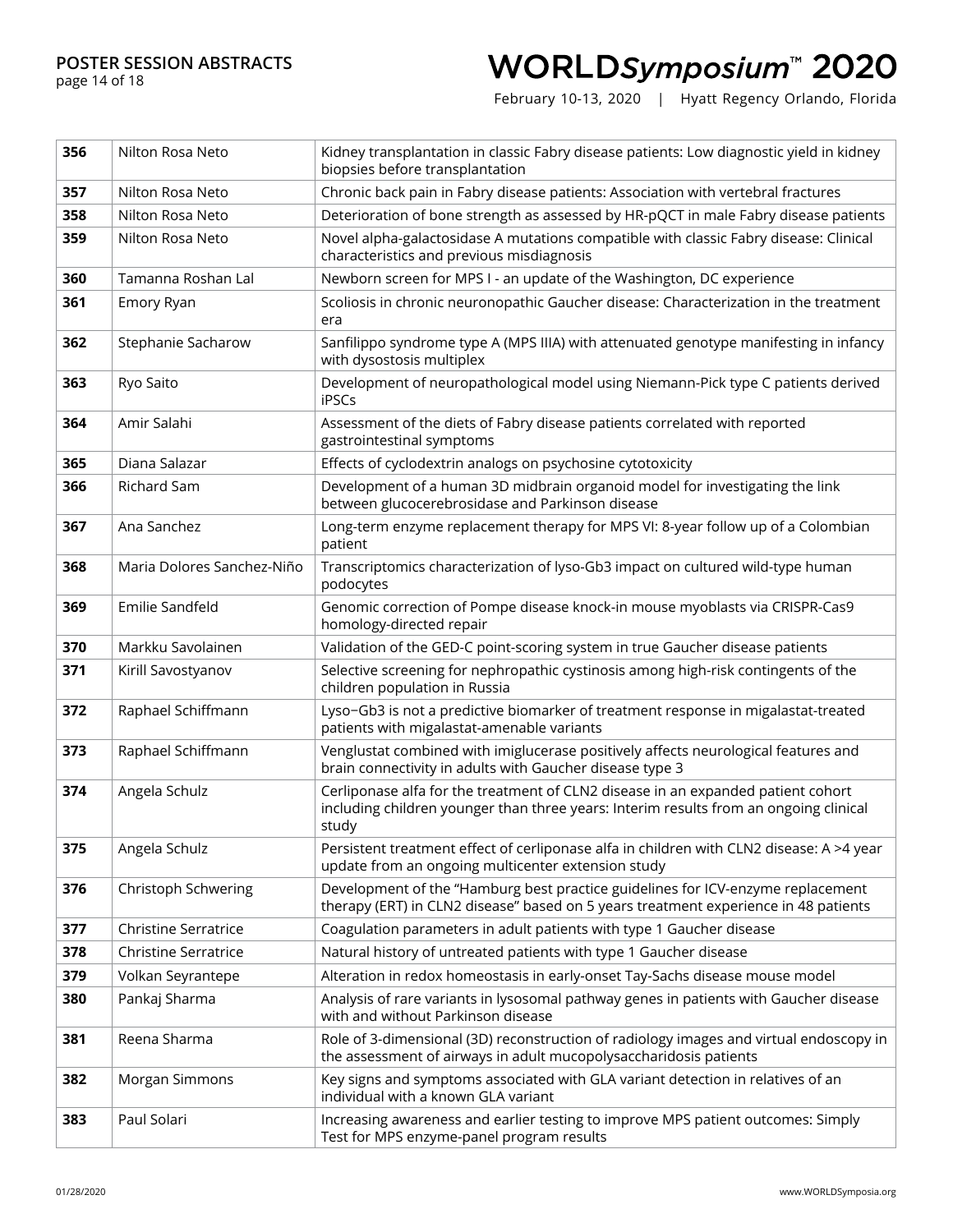| | | |
|---|---|---|
| **356** | Nilton Rosa Neto | Kidney transplantation in classic Fabry disease patients: Low diagnostic yield in kidney biopsies before transplantation |
| **357** | Nilton Rosa Neto | Chronic back pain in Fabry disease patients: Association with vertebral fractures |
| **358** | Nilton Rosa Neto | Deterioration of bone strength as assessed by HR-pQCT in male Fabry disease patients |
| **359** | Nilton Rosa Neto | Novel alpha-galactosidase A mutations compatible with classic Fabry disease: Clinical characteristics and previous misdiagnosis |
| **360** | Tamanna Roshan Lal | Newborn screen for MPS I - an update of the Washington, DC experience |
| **361** | Emory Ryan | Scoliosis in chronic neuronopathic Gaucher disease: Characterization in the treatment era |
| **362** | Stephanie Sacharow | Sanfilippo syndrome type A (MPS IIIA) with attenuated genotype manifesting in infancy with dysostosis multiplex |
| **363** | Ryo Saito | Development of neuropathological model using Niemann-Pick type C patients derived iPSCs |
| **364** | Amir Salahi | Assessment of the diets of Fabry disease patients correlated with reported gastrointestinal symptoms |
| **365** | Diana Salazar | Effects of cyclodextrin analogs on psychosine cytotoxicity |
| **366** | Richard Sam | Development of a human 3D midbrain organoid model for investigating the link between glucocerebrosidase and Parkinson disease |
| **367** | Ana Sanchez | Long-term enzyme replacement therapy for MPS VI: 8-year follow up of a Colombian patient |
| **368** | Maria Dolores Sanchez-Niño | Transcriptomics characterization of lyso-Gb3 impact on cultured wild-type human podocytes |
| **369** | Emilie Sandfeld | Genomic correction of Pompe disease knock-in mouse myoblasts via CRISPR-Cas9 homology-directed repair |
| **370** | Markku Savolainen | Validation of the GED-C point-scoring system in true Gaucher disease patients |
| **371** | Kirill Savostyanov | Selective screening for nephropathic cystinosis among high-risk contingents of the children population in Russia |
| **372** | Raphael Schiffmann | Lyso−Gb3 is not a predictive biomarker of treatment response in migalastat-treated patients with migalastat-amenable variants |
| **373** | Raphael Schiffmann | Venglustat combined with imiglucerase positively affects neurological features and brain connectivity in adults with Gaucher disease type 3 |
| **374** | Angela Schulz | Cerliponase alfa for the treatment of CLN2 disease in an expanded patient cohort including children younger than three years: Interim results from an ongoing clinical study |
| **375** | Angela Schulz | Persistent treatment effect of cerliponase alfa in children with CLN2 disease: A >4 year update from an ongoing multicenter extension study |
| **376** | Christoph Schwering | Development of the "Hamburg best practice guidelines for ICV-enzyme replacement therapy (ERT) in CLN2 disease" based on 5 years treatment experience in 48 patients |
| **377** | Christine Serratrice | Coagulation parameters in adult patients with type 1 Gaucher disease |
| **378** | Christine Serratrice | Natural history of untreated patients with type 1 Gaucher disease |
| **379** | Volkan Seyrantepe | Alteration in redox homeostasis in early-onset Tay-Sachs disease mouse model |
| **380** | Pankaj Sharma | Analysis of rare variants in lysosomal pathway genes in patients with Gaucher disease with and without Parkinson disease |
| **381** | Reena Sharma | Role of 3-dimensional (3D) reconstruction of radiology images and virtual endoscopy in the assessment of airways in adult mucopolysaccharidosis patients |
| **382** | Morgan Simmons | Key signs and symptoms associated with GLA variant detection in relatives of an individual with a known GLA variant |
| **383** | Paul Solari | Increasing awareness and earlier testing to improve MPS patient outcomes: Simply Test for MPS enzyme-panel program results |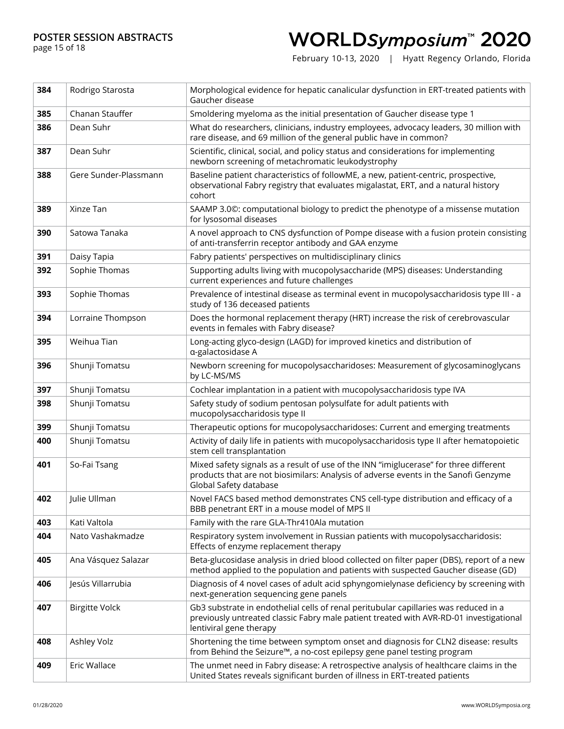| 384 | Rodrigo Starosta | Morphological evidence for hepatic canalicular dysfunction in ERT-treated patients with Gaucher disease |
|---|---|---|
| 385 | Chanan Stauffer | Smoldering myeloma as the initial presentation of Gaucher disease type 1 |
| 386 | Dean Suhr | What do researchers, clinicians, industry employees, advocacy leaders, 30 million with rare disease, and 69 million of the general public have in common? |
| 387 | Dean Suhr | Scientific, clinical, social, and policy status and considerations for implementing newborn screening of metachromatic leukodystrophy |
| 388 | Gere Sunder-Plassmann | Baseline patient characteristics of followME, a new, patient-centric, prospective, observational Fabry registry that evaluates migalastat, ERT, and a natural history cohort |
| 389 | Xinze Tan | SAAMP 3.0©: computational biology to predict the phenotype of a missense mutation for lysosomal diseases |
| 390 | Satowa Tanaka | A novel approach to CNS dysfunction of Pompe disease with a fusion protein consisting of anti-transferrin receptor antibody and GAA enzyme |
| 391 | Daisy Tapia | Fabry patients' perspectives on multidisciplinary clinics |
| 392 | Sophie Thomas | Supporting adults living with mucopolysaccharide (MPS) diseases: Understanding current experiences and future challenges |
| 393 | Sophie Thomas | Prevalence of intestinal disease as terminal event in mucopolysaccharidosis type III - a study of 136 deceased patients |
| 394 | Lorraine Thompson | Does the hormonal replacement therapy (HRT) increase the risk of cerebrovascular events in females with Fabry disease? |
| 395 | Weihua Tian | Long-acting glyco-design (LAGD) for improved kinetics and distribution of α-galactosidase A |
| 396 | Shunji Tomatsu | Newborn screening for mucopolysaccharidoses: Measurement of glycosaminoglycans by LC-MS/MS |
| 397 | Shunji Tomatsu | Cochlear implantation in a patient with mucopolysaccharidosis type IVA |
| 398 | Shunji Tomatsu | Safety study of sodium pentosan polysulfate for adult patients with mucopolysaccharidosis type II |
| 399 | Shunji Tomatsu | Therapeutic options for mucopolysaccharidoses: Current and emerging treatments |
| 400 | Shunji Tomatsu | Activity of daily life in patients with mucopolysaccharidosis type II after hematopoietic stem cell transplantation |
| 401 | So-Fai Tsang | Mixed safety signals as a result of use of the INN "imiglucerase" for three different products that are not biosimilars: Analysis of adverse events in the Sanofi Genzyme Global Safety database |
| 402 | Julie Ullman | Novel FACS based method demonstrates CNS cell-type distribution and efficacy of a BBB penetrant ERT in a mouse model of MPS II |
| 403 | Kati Valtola | Family with the rare GLA-Thr410Ala mutation |
| 404 | Nato Vashakmadze | Respiratory system involvement in Russian patients with mucopolysaccharidosis: Effects of enzyme replacement therapy |
| 405 | Ana Vásquez Salazar | Beta-glucosidase analysis in dried blood collected on filter paper (DBS), report of a new method applied to the population and patients with suspected Gaucher disease (GD) |
| 406 | Jesús Villarrubia | Diagnosis of 4 novel cases of adult acid sphyngomielynase deficiency by screening with next-generation sequencing gene panels |
| 407 | Birgitte Volck | Gb3 substrate in endothelial cells of renal peritubular capillaries was reduced in a previously untreated classic Fabry male patient treated with AVR-RD-01 investigational lentiviral gene therapy |
| 408 | Ashley Volz | Shortening the time between symptom onset and diagnosis for CLN2 disease: results from Behind the Seizure™, a no-cost epilepsy gene panel testing program |
| 409 | Eric Wallace | The unmet need in Fabry disease: A retrospective analysis of healthcare claims in the United States reveals significant burden of illness in ERT-treated patients |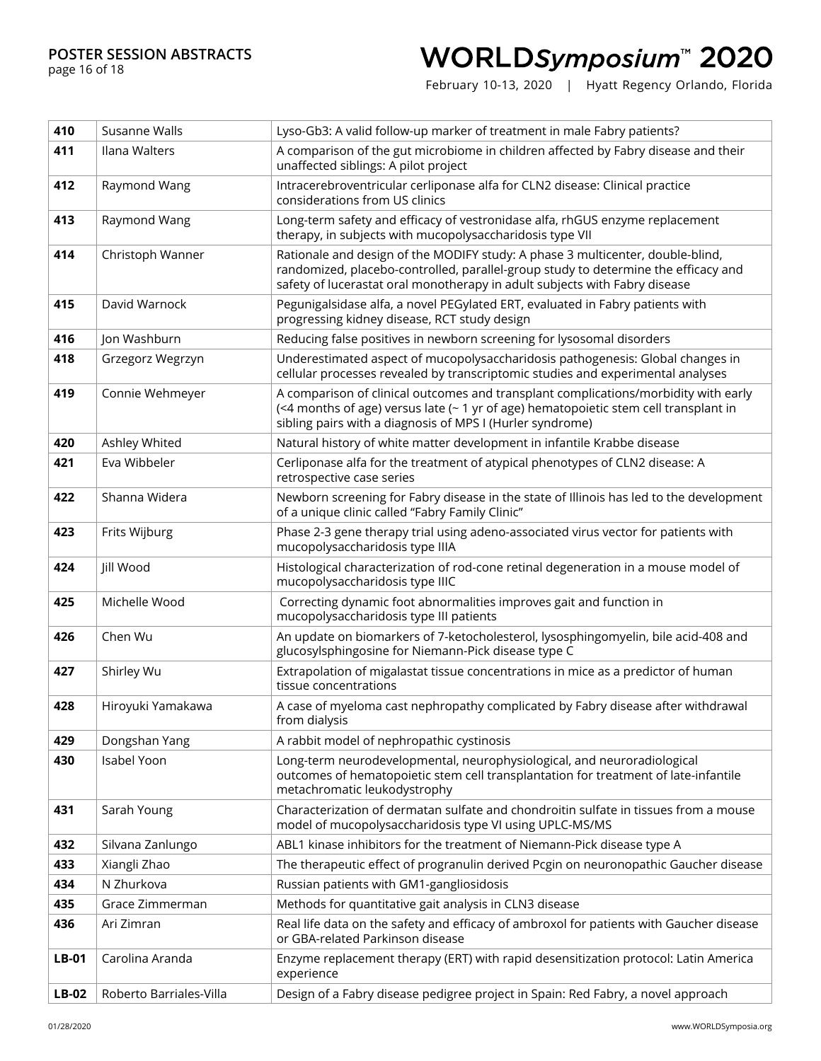| 410 | Susanne Walls | Lyso-Gb3: A valid follow-up marker of treatment in male Fabry patients? |
|---|---|---|
| 411 | Ilana Walters | A comparison of the gut microbiome in children affected by Fabry disease and their unaffected siblings: A pilot project |
| 412 | Raymond Wang | Intracerebroventricular cerliponase alfa for CLN2 disease: Clinical practice considerations from US clinics |
| 413 | Raymond Wang | Long-term safety and efficacy of vestronidase alfa, rhGUS enzyme replacement therapy, in subjects with mucopolysaccharidosis type VII |
| 414 | Christoph Wanner | Rationale and design of the MODIFY study: A phase 3 multicenter, double-blind, randomized, placebo-controlled, parallel-group study to determine the efficacy and safety of lucerastat oral monotherapy in adult subjects with Fabry disease |
| 415 | David Warnock | Pegunigalsidase alfa, a novel PEGylated ERT, evaluated in Fabry patients with progressing kidney disease, RCT study design |
| 416 | Jon Washburn | Reducing false positives in newborn screening for lysosomal disorders |
| 418 | Grzegorz Wegrzyn | Underestimated aspect of mucopolysaccharidosis pathogenesis: Global changes in cellular processes revealed by transcriptomic studies and experimental analyses |
| 419 | Connie Wehmeyer | A comparison of clinical outcomes and transplant complications/morbidity with early (<4 months of age) versus late (~ 1 yr of age) hematopoietic stem cell transplant in sibling pairs with a diagnosis of MPS I (Hurler syndrome) |
| 420 | Ashley Whited | Natural history of white matter development in infantile Krabbe disease |
| 421 | Eva Wibbeler | Cerliponase alfa for the treatment of atypical phenotypes of CLN2 disease: A retrospective case series |
| 422 | Shanna Widera | Newborn screening for Fabry disease in the state of Illinois has led to the development of a unique clinic called “Fabry Family Clinic” |
| 423 | Frits Wijburg | Phase 2-3 gene therapy trial using adeno-associated virus vector for patients with mucopolysaccharidosis type IIIA |
| 424 | Jill Wood | Histological characterization of rod-cone retinal degeneration in a mouse model of mucopolysaccharidosis type IIIC |
| 425 | Michelle Wood | Correcting dynamic foot abnormalities improves gait and function in mucopolysaccharidosis type III patients |
| 426 | Chen Wu | An update on biomarkers of 7-ketocholesterol, lysosphingomyelin, bile acid-408 and glucosylsphingosine for Niemann-Pick disease type C |
| 427 | Shirley Wu | Extrapolation of migalastat tissue concentrations in mice as a predictor of human tissue concentrations |
| 428 | Hiroyuki Yamakawa | A case of myeloma cast nephropathy complicated by Fabry disease after withdrawal from dialysis |
| 429 | Dongshan Yang | A rabbit model of nephropathic cystinosis |
| 430 | Isabel Yoon | Long-term neurodevelopmental, neurophysiological, and neuroradiological outcomes of hematopoietic stem cell transplantation for treatment of late-infantile metachromatic leukodystrophy |
| 431 | Sarah Young | Characterization of dermatan sulfate and chondroitin sulfate in tissues from a mouse model of mucopolysaccharidosis type VI using UPLC-MS/MS |
| 432 | Silvana Zanlungo | ABL1 kinase inhibitors for the treatment of Niemann-Pick disease type A |
| 433 | Xiangli Zhao | The therapeutic effect of progranulin derived Pcgin on neuronopathic Gaucher disease |
| 434 | N Zhurkova | Russian patients with GM1-gangliosidosis |
| 435 | Grace Zimmerman | Methods for quantitative gait analysis in CLN3 disease |
| 436 | Ari Zimran | Real life data on the safety and efficacy of ambroxol for patients with Gaucher disease or GBA-related Parkinson disease |
| LB-01 | Carolina Aranda | Enzyme replacement therapy (ERT) with rapid desensitization protocol: Latin America experience |
| LB-02 | Roberto Barriales-Villa | Design of a Fabry disease pedigree project in Spain: Red Fabry, a novel approach |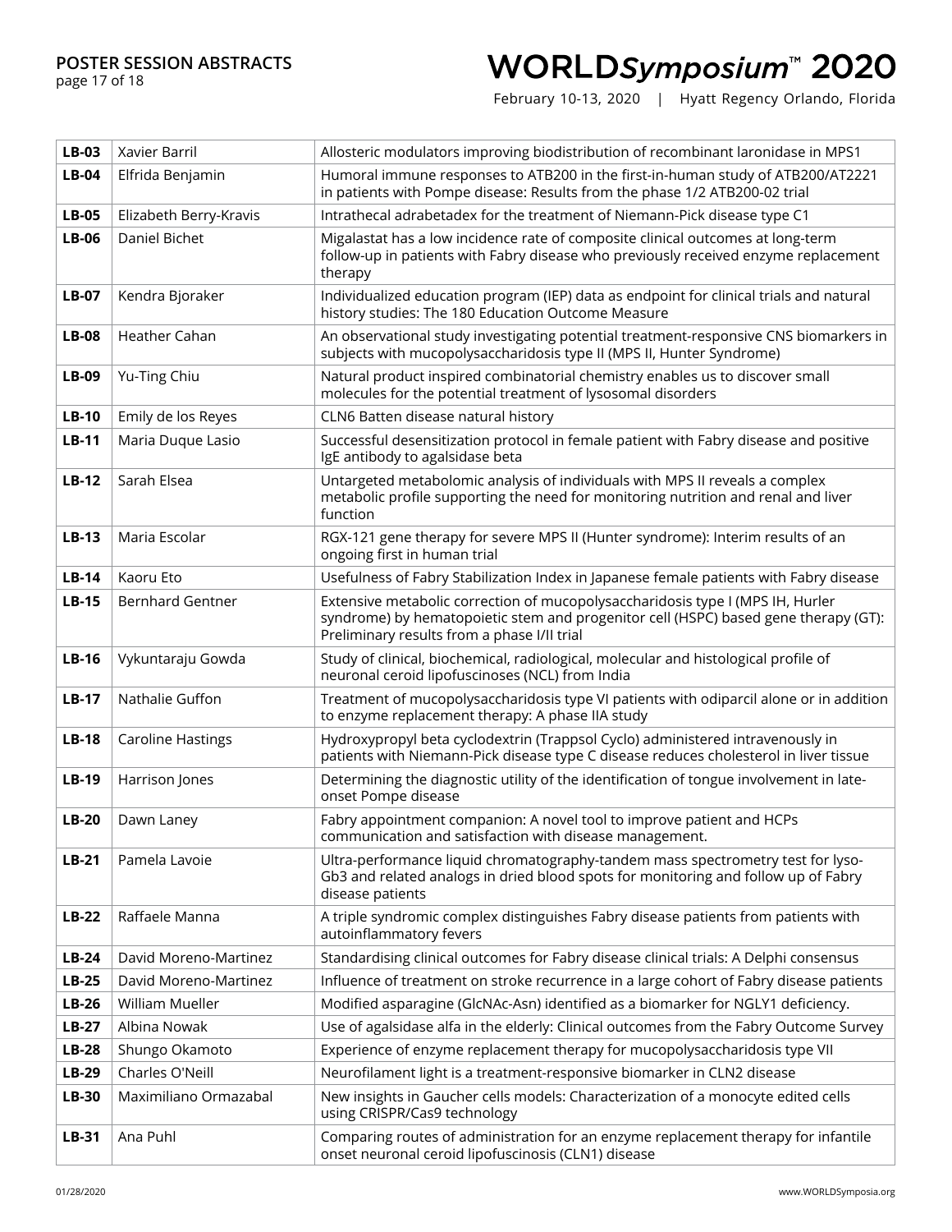| | | |
|---|---|---|
| **LB-03** | Xavier Barril | Allosteric modulators improving biodistribution of recombinant laronidase in MPS1 |
| **LB-04** | Elfrida Benjamin | Humoral immune responses to ATB200 in the first-in-human study of ATB200/AT2221 in patients with Pompe disease: Results from the phase 1/2 ATB200-02 trial |
| **LB-05** | Elizabeth Berry-Kravis | Intrathecal adrabetadex for the treatment of Niemann-Pick disease type C1 |
| **LB-06** | Daniel Bichet | Migalastat has a low incidence rate of composite clinical outcomes at long-term follow-up in patients with Fabry disease who previously received enzyme replacement therapy |
| **LB-07** | Kendra Bjoraker | Individualized education program (IEP) data as endpoint for clinical trials and natural history studies: The 180 Education Outcome Measure |
| **LB-08** | Heather Cahan | An observational study investigating potential treatment-responsive CNS biomarkers in subjects with mucopolysaccharidosis type II (MPS II, Hunter Syndrome) |
| **LB-09** | Yu-Ting Chiu | Natural product inspired combinatorial chemistry enables us to discover small molecules for the potential treatment of lysosomal disorders |
| **LB-10** | Emily de los Reyes | CLN6 Batten disease natural history |
| **LB-11** | Maria Duque Lasio | Successful desensitization protocol in female patient with Fabry disease and positive IgE antibody to agalsidase beta |
| **LB-12** | Sarah Elsea | Untargeted metabolomic analysis of individuals with MPS II reveals a complex metabolic profile supporting the need for monitoring nutrition and renal and liver function |
| **LB-13** | Maria Escolar | RGX-121 gene therapy for severe MPS II (Hunter syndrome): Interim results of an ongoing first in human trial |
| **LB-14** | Kaoru Eto | Usefulness of Fabry Stabilization Index in Japanese female patients with Fabry disease |
| **LB-15** | Bernhard Gentner | Extensive metabolic correction of mucopolysaccharidosis type I (MPS IH, Hurler syndrome) by hematopoietic stem and progenitor cell (HSPC) based gene therapy (GT): Preliminary results from a phase I/II trial |
| **LB-16** | Vykuntaraju Gowda | Study of clinical, biochemical, radiological, molecular and histological profile of neuronal ceroid lipofuscinoses (NCL) from India |
| **LB-17** | Nathalie Guffon | Treatment of mucopolysaccharidosis type VI patients with odiparcil alone or in addition to enzyme replacement therapy: A phase IIA study |
| **LB-18** | Caroline Hastings | Hydroxypropyl beta cyclodextrin (Trappsol Cyclo) administered intravenously in patients with Niemann-Pick disease type C disease reduces cholesterol in liver tissue |
| **LB-19** | Harrison Jones | Determining the diagnostic utility of the identification of tongue involvement in late-onset Pompe disease |
| **LB-20** | Dawn Laney | Fabry appointment companion: A novel tool to improve patient and HCPs communication and satisfaction with disease management. |
| **LB-21** | Pamela Lavoie | Ultra-performance liquid chromatography-tandem mass spectrometry test for lyso-Gb3 and related analogs in dried blood spots for monitoring and follow up of Fabry disease patients |
| **LB-22** | Raffaele Manna | A triple syndromic complex distinguishes Fabry disease patients from patients with autoinflammatory fevers |
| **LB-24** | David Moreno-Martinez | Standardising clinical outcomes for Fabry disease clinical trials: A Delphi consensus |
| **LB-25** | David Moreno-Martinez | Influence of treatment on stroke recurrence in a large cohort of Fabry disease patients |
| **LB-26** | William Mueller | Modified asparagine (GlcNAc-Asn) identified as a biomarker for NGLY1 deficiency. |
| **LB-27** | Albina Nowak | Use of agalsidase alfa in the elderly: Clinical outcomes from the Fabry Outcome Survey |
| **LB-28** | Shungo Okamoto | Experience of enzyme replacement therapy for mucopolysaccharidosis type VII |
| **LB-29** | Charles O'Neill | Neurofilament light is a treatment-responsive biomarker in CLN2 disease |
| **LB-30** | Maximiliano Ormazabal | New insights in Gaucher cells models: Characterization of a monocyte edited cells using CRISPR/Cas9 technology |
| **LB-31** | Ana Puhl | Comparing routes of administration for an enzyme replacement therapy for infantile onset neuronal ceroid lipofuscinosis (CLN1) disease |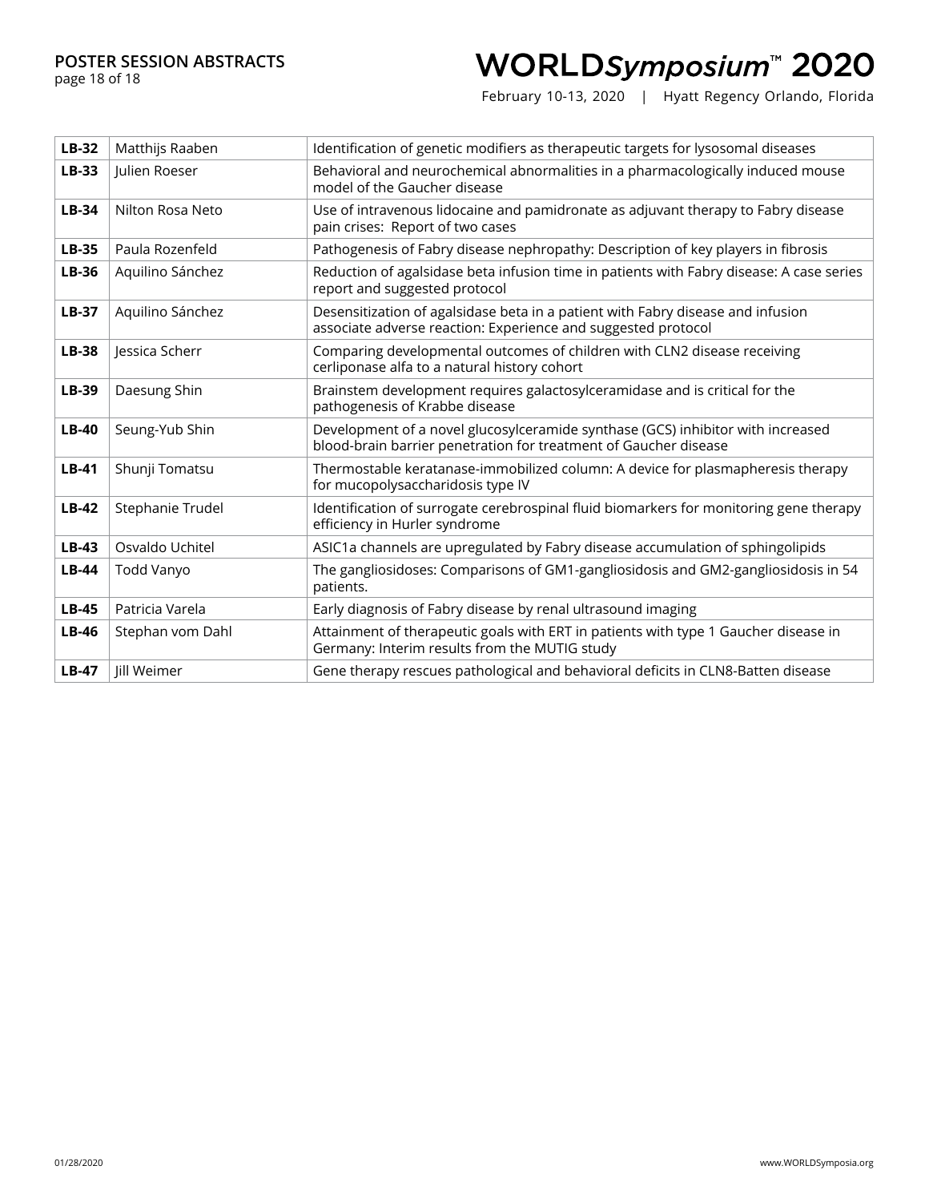| | | |
|---|---|---|
| **LB-32** | Matthijs Raaben | Identification of genetic modifiers as therapeutic targets for lysosomal diseases |
| **LB-33** | Julien Roeser | Behavioral and neurochemical abnormalities in a pharmacologically induced mouse model of the Gaucher disease |
| **LB-34** | Nilton Rosa Neto | Use of intravenous lidocaine and pamidronate as adjuvant therapy to Fabry disease pain crises: Report of two cases |
| **LB-35** | Paula Rozenfeld | Pathogenesis of Fabry disease nephropathy: Description of key players in fibrosis |
| **LB-36** | Aquilino Sánchez | Reduction of agalsidase beta infusion time in patients with Fabry disease: A case series report and suggested protocol |
| **LB-37** | Aquilino Sánchez | Desensitization of agalsidase beta in a patient with Fabry disease and infusion associate adverse reaction: Experience and suggested protocol |
| **LB-38** | Jessica Scherr | Comparing developmental outcomes of children with CLN2 disease receiving cerliponase alfa to a natural history cohort |
| **LB-39** | Daesung Shin | Brainstem development requires galactosylceramidase and is critical for the pathogenesis of Krabbe disease |
| **LB-40** | Seung-Yub Shin | Development of a novel glucosylceramide synthase (GCS) inhibitor with increased blood-brain barrier penetration for treatment of Gaucher disease |
| **LB-41** | Shunji Tomatsu | Thermostable keratanase-immobilized column: A device for plasmapheresis therapy for mucopolysaccharidosis type IV |
| **LB-42** | Stephanie Trudel | Identification of surrogate cerebrospinal fluid biomarkers for monitoring gene therapy efficiency in Hurler syndrome |
| **LB-43** | Osvaldo Uchitel | ASIC1a channels are upregulated by Fabry disease accumulation of sphingolipids |
| **LB-44** | Todd Vanyo | The gangliosidoses: Comparisons of GM1-gangliosidosis and GM2-gangliosidosis in 54 patients. |
| **LB-45** | Patricia Varela | Early diagnosis of Fabry disease by renal ultrasound imaging |
| **LB-46** | Stephan vom Dahl | Attainment of therapeutic goals with ERT in patients with type 1 Gaucher disease in Germany: Interim results from the MUTIG study |
| **LB-47** | Jill Weimer | Gene therapy rescues pathological and behavioral deficits in CLN8-Batten disease |